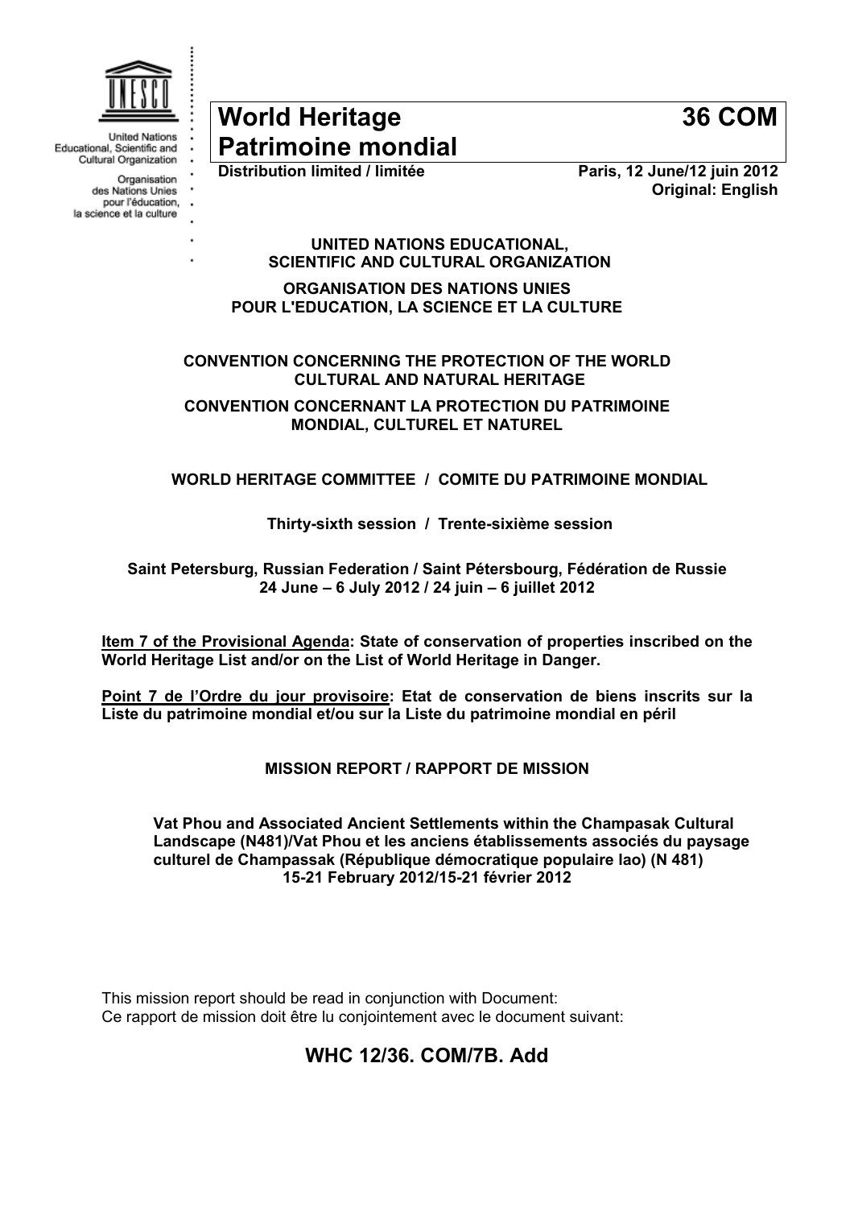United Nations Educational, Scientific and Cultural Organization

Organisation des Nations Unies pour l'éducation, la science et la culture

# World Heritage Patrimoine mondial

# 36 COM

**Distribution limited / limitée**

**Paris, 12 June/12 juin 2012**
**Original: English**

**UNITED NATIONS EDUCATIONAL, SCIENTIFIC AND CULTURAL ORGANIZATION**

**ORGANISATION DES NATIONS UNIES POUR L'EDUCATION, LA SCIENCE ET LA CULTURE**

**CONVENTION CONCERNING THE PROTECTION OF THE WORLD CULTURAL AND NATURAL HERITAGE**

**CONVENTION CONCERNANT LA PROTECTION DU PATRIMOINE MONDIAL, CULTUREL ET NATUREL**

**WORLD HERITAGE COMMITTEE / COMITE DU PATRIMOINE MONDIAL**

**Thirty-sixth session / Trente-sixième session**

**Saint Petersburg, Russian Federation / Saint Pétersbourg, Fédération de Russie**
**24 June – 6 July 2012 / 24 juin – 6 juillet 2012**

**Item 7 of the Provisional Agenda: State of conservation of properties inscribed on the World Heritage List and/or on the List of World Heritage in Danger.**

**Point 7 de l'Ordre du jour provisoire: Etat de conservation de biens inscrits sur la Liste du patrimoine mondial et/ou sur la Liste du patrimoine mondial en péril**

**MISSION REPORT / RAPPORT DE MISSION**

**Vat Phou and Associated Ancient Settlements within the Champasak Cultural Landscape (N481)/Vat Phou et les anciens établissements associés du paysage culturel de Champassak (République démocratique populaire lao) (N 481)**
**15-21 February 2012/15-21 février 2012**

This mission report should be read in conjunction with Document:
Ce rapport de mission doit être lu conjointement avec le document suivant:

## WHC 12/36. COM/7B. Add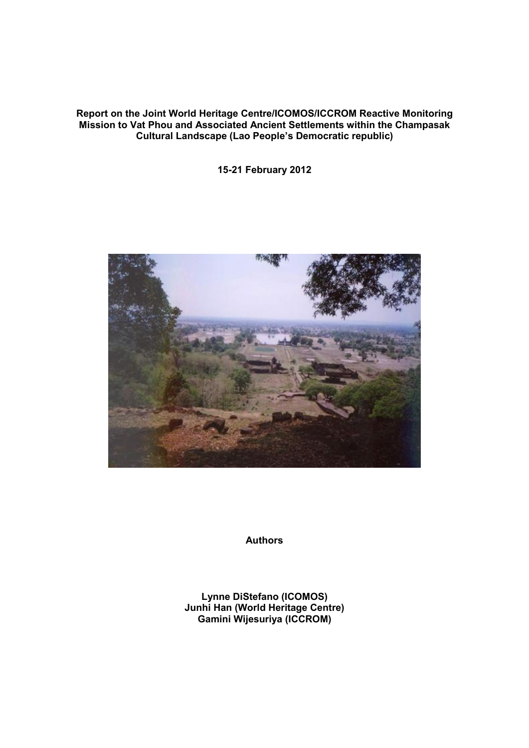**Report on the Joint World Heritage Centre/ICOMOS/ICCROM Reactive Monitoring Mission to Vat Phou and Associated Ancient Settlements within the Champasak Cultural Landscape (Lao People's Democratic republic)**

**15-21 February 2012**

**Authors**

**Lynne DiStefano (ICOMOS)**
**Junhi Han (World Heritage Centre)**
**Gamini Wijesuriya (ICCROM)**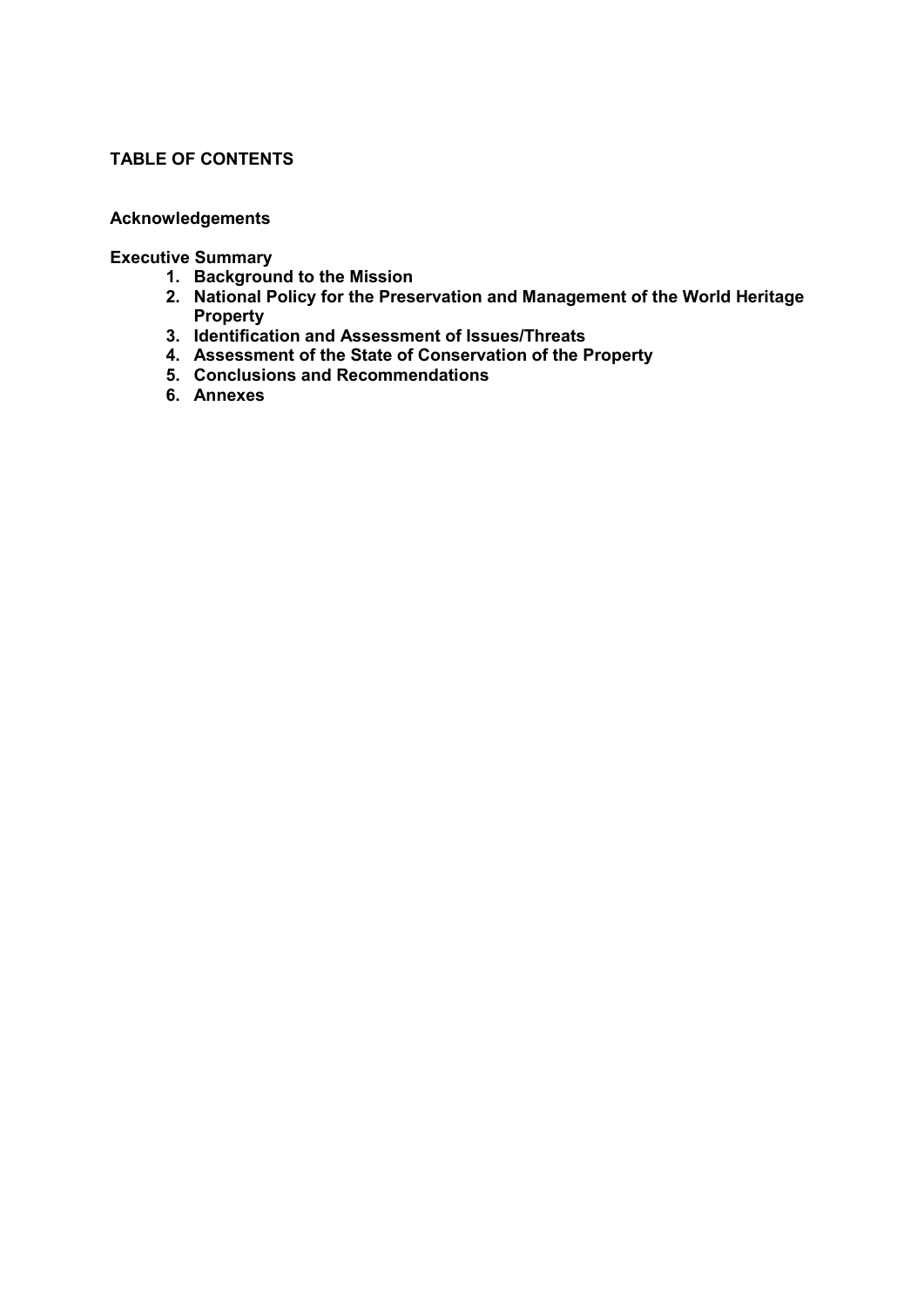## TABLE OF CONTENTS

**Acknowledgements**

**Executive Summary**

1. **Background to the Mission**
2. **National Policy for the Preservation and Management of the World Heritage Property**
3. **Identification and Assessment of Issues/Threats**
4. **Assessment of the State of Conservation of the Property**
5. **Conclusions and Recommendations**
6. **Annexes**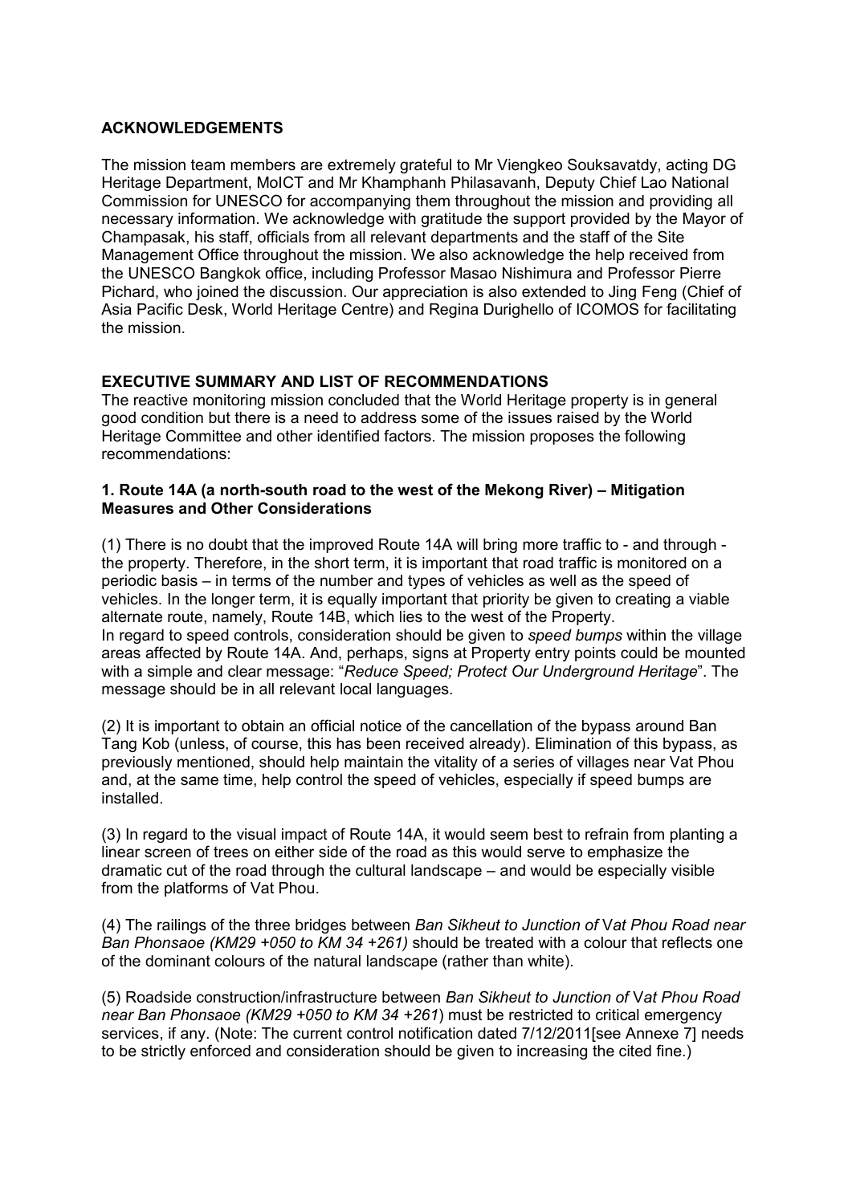## ACKNOWLEDGEMENTS

The mission team members are extremely grateful to Mr Viengkeo Souksavatdy, acting DG Heritage Department, MoICT and Mr Khamphanh Philasavanh, Deputy Chief Lao National Commission for UNESCO for accompanying them throughout the mission and providing all necessary information. We acknowledge with gratitude the support provided by the Mayor of Champasak, his staff, officials from all relevant departments and the staff of the Site Management Office throughout the mission. We also acknowledge the help received from the UNESCO Bangkok office, including Professor Masao Nishimura and Professor Pierre Pichard, who joined the discussion. Our appreciation is also extended to Jing Feng (Chief of Asia Pacific Desk, World Heritage Centre) and Regina Durighello of ICOMOS for facilitating the mission.

## EXECUTIVE SUMMARY AND LIST OF RECOMMENDATIONS

The reactive monitoring mission concluded that the World Heritage property is in general good condition but there is a need to address some of the issues raised by the World Heritage Committee and other identified factors. The mission proposes the following recommendations:

### 1. Route 14A (a north-south road to the west of the Mekong River) – Mitigation Measures and Other Considerations

(1) There is no doubt that the improved Route 14A will bring more traffic to - and through - the property. Therefore, in the short term, it is important that road traffic is monitored on a periodic basis – in terms of the number and types of vehicles as well as the speed of vehicles. In the longer term, it is equally important that priority be given to creating a viable alternate route, namely, Route 14B, which lies to the west of the Property.
In regard to speed controls, consideration should be given to *speed bumps* within the village areas affected by Route 14A. And, perhaps, signs at Property entry points could be mounted with a simple and clear message: "*Reduce Speed; Protect Our Underground Heritage*". The message should be in all relevant local languages.

(2) It is important to obtain an official notice of the cancellation of the bypass around Ban Tang Kob (unless, of course, this has been received already). Elimination of this bypass, as previously mentioned, should help maintain the vitality of a series of villages near Vat Phou and, at the same time, help control the speed of vehicles, especially if speed bumps are installed.

(3) In regard to the visual impact of Route 14A, it would seem best to refrain from planting a linear screen of trees on either side of the road as this would serve to emphasize the dramatic cut of the road through the cultural landscape – and would be especially visible from the platforms of Vat Phou.

(4) The railings of the three bridges between *Ban Sikheut to Junction of Vat Phou Road near Ban Phonsaoe (KM29 +050 to KM 34 +261)* should be treated with a colour that reflects one of the dominant colours of the natural landscape (rather than white).

(5) Roadside construction/infrastructure between *Ban Sikheut to Junction of Vat Phou Road near Ban Phonsaoe (KM29 +050 to KM 34 +261*) must be restricted to critical emergency services, if any. (Note: The current control notification dated 7/12/2011[see Annexe 7] needs to be strictly enforced and consideration should be given to increasing the cited fine.)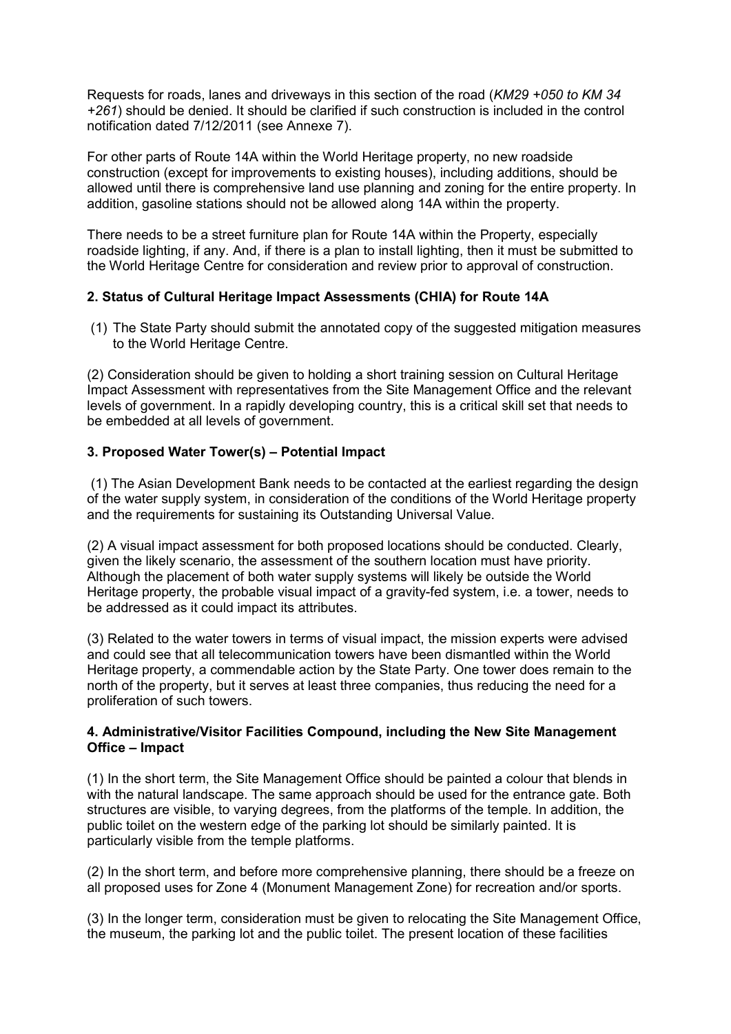Requests for roads, lanes and driveways in this section of the road (*KM29 +050 to KM 34 +261*) should be denied. It should be clarified if such construction is included in the control notification dated 7/12/2011 (see Annexe 7).

For other parts of Route 14A within the World Heritage property, no new roadside construction (except for improvements to existing houses), including additions, should be allowed until there is comprehensive land use planning and zoning for the entire property. In addition, gasoline stations should not be allowed along 14A within the property.

There needs to be a street furniture plan for Route 14A within the Property, especially roadside lighting, if any. And, if there is a plan to install lighting, then it must be submitted to the World Heritage Centre for consideration and review prior to approval of construction.

### 2. Status of Cultural Heritage Impact Assessments (CHIA) for Route 14A

(1) The State Party should submit the annotated copy of the suggested mitigation measures to the World Heritage Centre.

(2) Consideration should be given to holding a short training session on Cultural Heritage Impact Assessment with representatives from the Site Management Office and the relevant levels of government. In a rapidly developing country, this is a critical skill set that needs to be embedded at all levels of government.

### 3. Proposed Water Tower(s) – Potential Impact

(1) The Asian Development Bank needs to be contacted at the earliest regarding the design of the water supply system, in consideration of the conditions of the World Heritage property and the requirements for sustaining its Outstanding Universal Value.

(2) A visual impact assessment for both proposed locations should be conducted. Clearly, given the likely scenario, the assessment of the southern location must have priority. Although the placement of both water supply systems will likely be outside the World Heritage property, the probable visual impact of a gravity-fed system, i.e. a tower, needs to be addressed as it could impact its attributes.

(3) Related to the water towers in terms of visual impact, the mission experts were advised and could see that all telecommunication towers have been dismantled within the World Heritage property, a commendable action by the State Party. One tower does remain to the north of the property, but it serves at least three companies, thus reducing the need for a proliferation of such towers.

### 4. Administrative/Visitor Facilities Compound, including the New Site Management Office – Impact

(1) In the short term, the Site Management Office should be painted a colour that blends in with the natural landscape. The same approach should be used for the entrance gate. Both structures are visible, to varying degrees, from the platforms of the temple. In addition, the public toilet on the western edge of the parking lot should be similarly painted. It is particularly visible from the temple platforms.

(2) In the short term, and before more comprehensive planning, there should be a freeze on all proposed uses for Zone 4 (Monument Management Zone) for recreation and/or sports.

(3) In the longer term, consideration must be given to relocating the Site Management Office, the museum, the parking lot and the public toilet. The present location of these facilities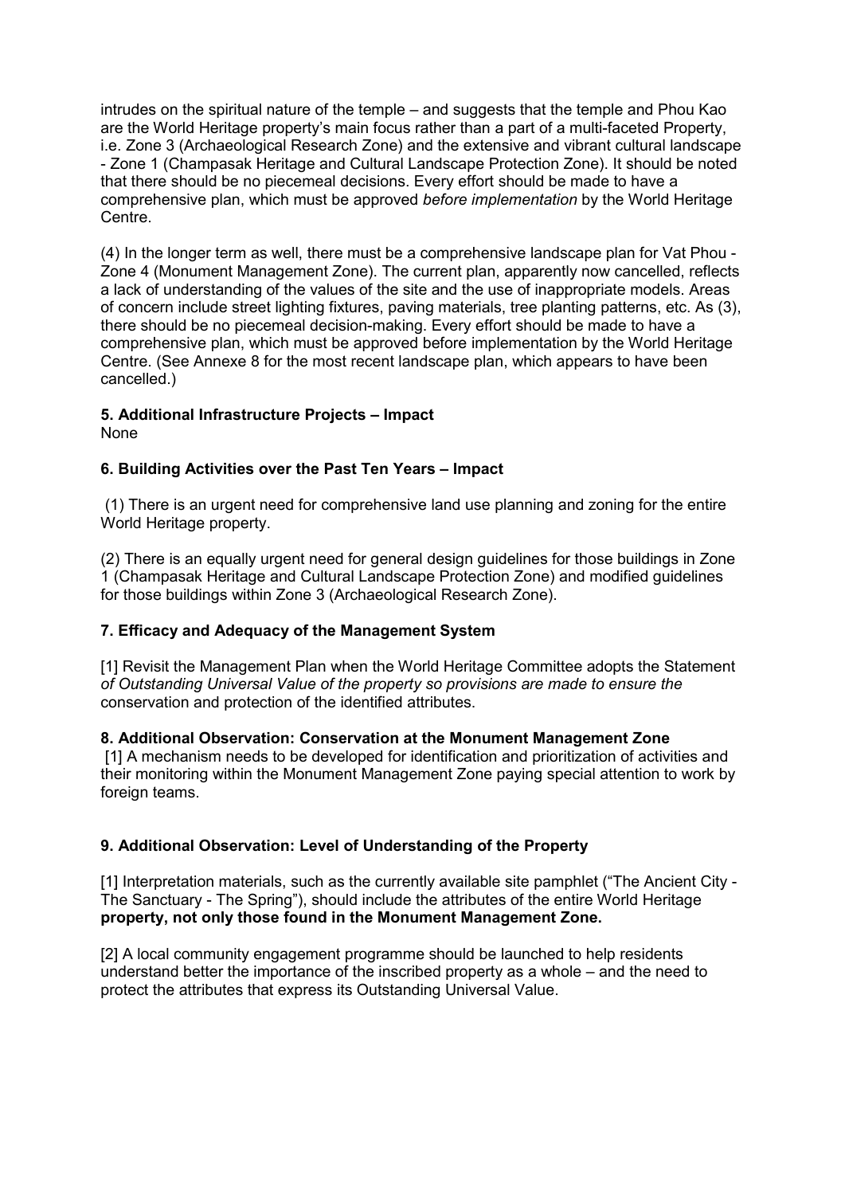intrudes on the spiritual nature of the temple – and suggests that the temple and Phou Kao are the World Heritage property's main focus rather than a part of a multi-faceted Property, i.e. Zone 3 (Archaeological Research Zone) and the extensive and vibrant cultural landscape - Zone 1 (Champasak Heritage and Cultural Landscape Protection Zone). It should be noted that there should be no piecemeal decisions. Every effort should be made to have a comprehensive plan, which must be approved *before implementation* by the World Heritage Centre.

(4) In the longer term as well, there must be a comprehensive landscape plan for Vat Phou - Zone 4 (Monument Management Zone). The current plan, apparently now cancelled, reflects a lack of understanding of the values of the site and the use of inappropriate models. Areas of concern include street lighting fixtures, paving materials, tree planting patterns, etc. As (3), there should be no piecemeal decision-making. Every effort should be made to have a comprehensive plan, which must be approved before implementation by the World Heritage Centre. (See Annexe 8 for the most recent landscape plan, which appears to have been cancelled.)

**5. Additional Infrastructure Projects – Impact**

None

**6. Building Activities over the Past Ten Years – Impact**

(1) There is an urgent need for comprehensive land use planning and zoning for the entire World Heritage property.

(2) There is an equally urgent need for general design guidelines for those buildings in Zone 1 (Champasak Heritage and Cultural Landscape Protection Zone) and modified guidelines for those buildings within Zone 3 (Archaeological Research Zone).

**7. Efficacy and Adequacy of the Management System**

[1] Revisit the Management Plan when the World Heritage Committee adopts the Statement *of Outstanding Universal Value of the property so provisions are made to ensure the* conservation and protection of the identified attributes.

**8. Additional Observation: Conservation at the Monument Management Zone**

[1] A mechanism needs to be developed for identification and prioritization of activities and their monitoring within the Monument Management Zone paying special attention to work by foreign teams.

**9. Additional Observation: Level of Understanding of the Property**

[1] Interpretation materials, such as the currently available site pamphlet ("The Ancient City - The Sanctuary - The Spring"), should include the attributes of the entire World Heritage **property, not only those found in the Monument Management Zone.**

[2] A local community engagement programme should be launched to help residents understand better the importance of the inscribed property as a whole – and the need to protect the attributes that express its Outstanding Universal Value.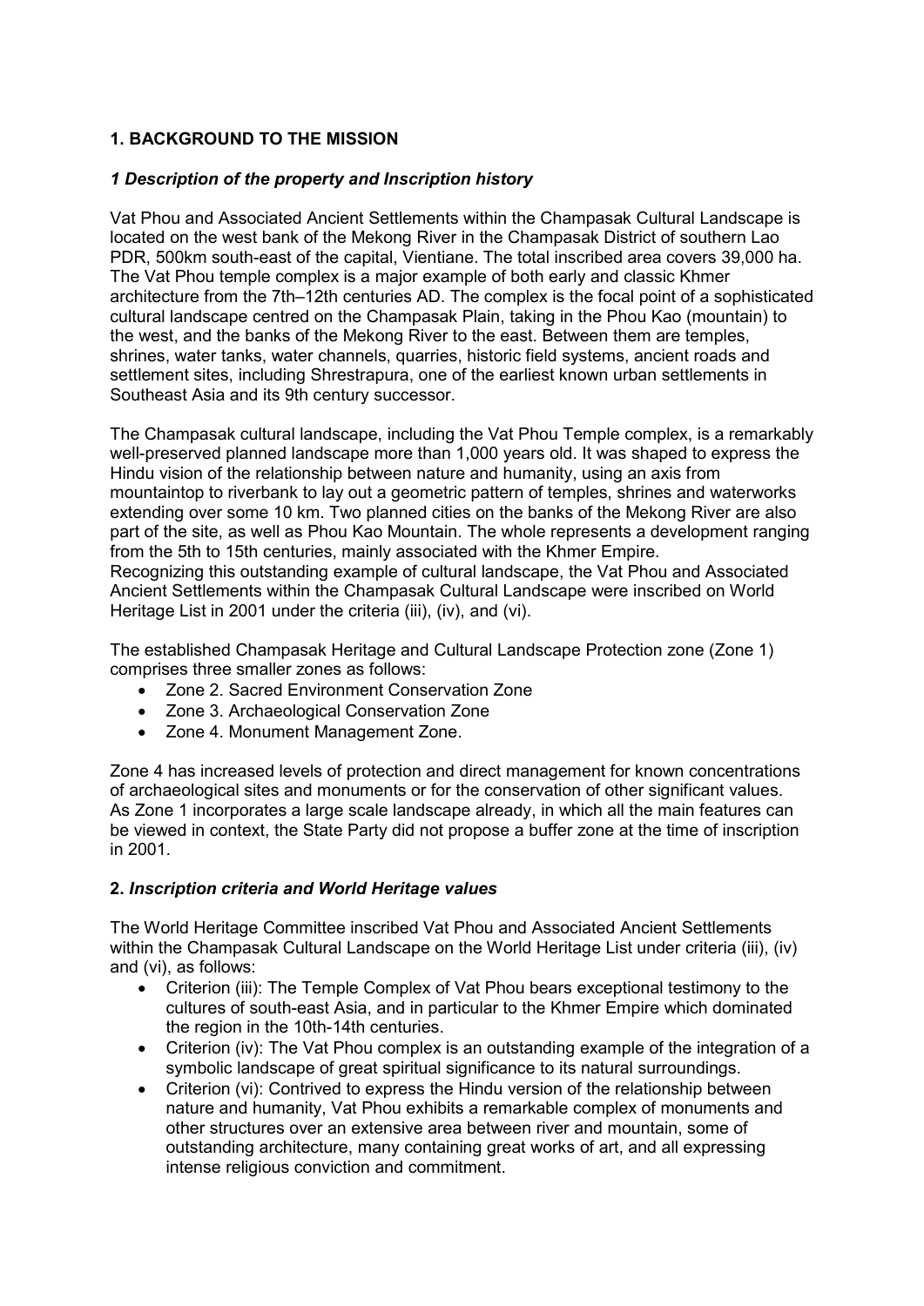## 1. BACKGROUND TO THE MISSION

### *1 Description of the property and Inscription history*

Vat Phou and Associated Ancient Settlements within the Champasak Cultural Landscape is located on the west bank of the Mekong River in the Champasak District of southern Lao PDR, 500km south-east of the capital, Vientiane. The total inscribed area covers 39,000 ha. The Vat Phou temple complex is a major example of both early and classic Khmer architecture from the 7th–12th centuries AD. The complex is the focal point of a sophisticated cultural landscape centred on the Champasak Plain, taking in the Phou Kao (mountain) to the west, and the banks of the Mekong River to the east. Between them are temples, shrines, water tanks, water channels, quarries, historic field systems, ancient roads and settlement sites, including Shrestrapura, one of the earliest known urban settlements in Southeast Asia and its 9th century successor.

The Champasak cultural landscape, including the Vat Phou Temple complex, is a remarkably well-preserved planned landscape more than 1,000 years old. It was shaped to express the Hindu vision of the relationship between nature and humanity, using an axis from mountaintop to riverbank to lay out a geometric pattern of temples, shrines and waterworks extending over some 10 km. Two planned cities on the banks of the Mekong River are also part of the site, as well as Phou Kao Mountain. The whole represents a development ranging from the 5th to 15th centuries, mainly associated with the Khmer Empire.
Recognizing this outstanding example of cultural landscape, the Vat Phou and Associated Ancient Settlements within the Champasak Cultural Landscape were inscribed on World Heritage List in 2001 under the criteria (iii), (iv), and (vi).

The established Champasak Heritage and Cultural Landscape Protection zone (Zone 1) comprises three smaller zones as follows:

- Zone 2. Sacred Environment Conservation Zone
- Zone 3. Archaeological Conservation Zone
- Zone 4. Monument Management Zone.

Zone 4 has increased levels of protection and direct management for known concentrations of archaeological sites and monuments or for the conservation of other significant values. As Zone 1 incorporates a large scale landscape already, in which all the main features can be viewed in context, the State Party did not propose a buffer zone at the time of inscription in 2001.

### 2. *Inscription criteria and World Heritage values*

The World Heritage Committee inscribed Vat Phou and Associated Ancient Settlements within the Champasak Cultural Landscape on the World Heritage List under criteria (iii), (iv) and (vi), as follows:

- Criterion (iii): The Temple Complex of Vat Phou bears exceptional testimony to the cultures of south-east Asia, and in particular to the Khmer Empire which dominated the region in the 10th-14th centuries.
- Criterion (iv): The Vat Phou complex is an outstanding example of the integration of a symbolic landscape of great spiritual significance to its natural surroundings.
- Criterion (vi): Contrived to express the Hindu version of the relationship between nature and humanity, Vat Phou exhibits a remarkable complex of monuments and other structures over an extensive area between river and mountain, some of outstanding architecture, many containing great works of art, and all expressing intense religious conviction and commitment.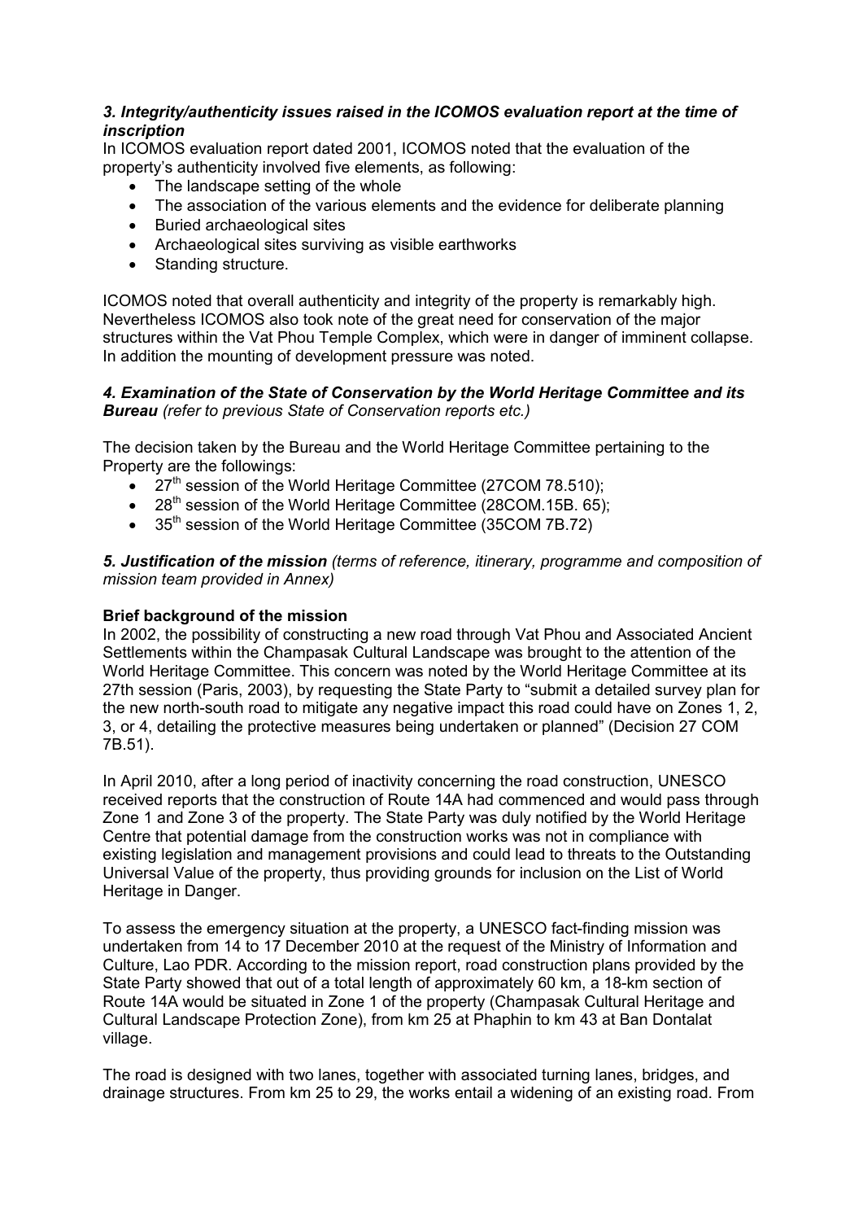### *3. Integrity/authenticity issues raised in the ICOMOS evaluation report at the time of inscription*

In ICOMOS evaluation report dated 2001, ICOMOS noted that the evaluation of the property's authenticity involved five elements, as following:

- The landscape setting of the whole
- The association of the various elements and the evidence for deliberate planning
- Buried archaeological sites
- Archaeological sites surviving as visible earthworks
- Standing structure.

ICOMOS noted that overall authenticity and integrity of the property is remarkably high. Nevertheless ICOMOS also took note of the great need for conservation of the major structures within the Vat Phou Temple Complex, which were in danger of imminent collapse. In addition the mounting of development pressure was noted.

### *4. Examination of the State of Conservation by the World Heritage Committee and its Bureau (refer to previous State of Conservation reports etc.)*

The decision taken by the Bureau and the World Heritage Committee pertaining to the Property are the followings:

- 27th session of the World Heritage Committee (27COM 78.510);
- 28th session of the World Heritage Committee (28COM.15B. 65);
- 35th session of the World Heritage Committee (35COM 7B.72)

### *5. Justification of the mission (terms of reference, itinerary, programme and composition of mission team provided in Annex)*

**Brief background of the mission**

In 2002, the possibility of constructing a new road through Vat Phou and Associated Ancient Settlements within the Champasak Cultural Landscape was brought to the attention of the World Heritage Committee. This concern was noted by the World Heritage Committee at its 27th session (Paris, 2003), by requesting the State Party to "submit a detailed survey plan for the new north-south road to mitigate any negative impact this road could have on Zones 1, 2, 3, or 4, detailing the protective measures being undertaken or planned" (Decision 27 COM 7B.51).

In April 2010, after a long period of inactivity concerning the road construction, UNESCO received reports that the construction of Route 14A had commenced and would pass through Zone 1 and Zone 3 of the property. The State Party was duly notified by the World Heritage Centre that potential damage from the construction works was not in compliance with existing legislation and management provisions and could lead to threats to the Outstanding Universal Value of the property, thus providing grounds for inclusion on the List of World Heritage in Danger.

To assess the emergency situation at the property, a UNESCO fact-finding mission was undertaken from 14 to 17 December 2010 at the request of the Ministry of Information and Culture, Lao PDR. According to the mission report, road construction plans provided by the State Party showed that out of a total length of approximately 60 km, a 18-km section of Route 14A would be situated in Zone 1 of the property (Champasak Cultural Heritage and Cultural Landscape Protection Zone), from km 25 at Phaphin to km 43 at Ban Dontalat village.

The road is designed with two lanes, together with associated turning lanes, bridges, and drainage structures. From km 25 to 29, the works entail a widening of an existing road. From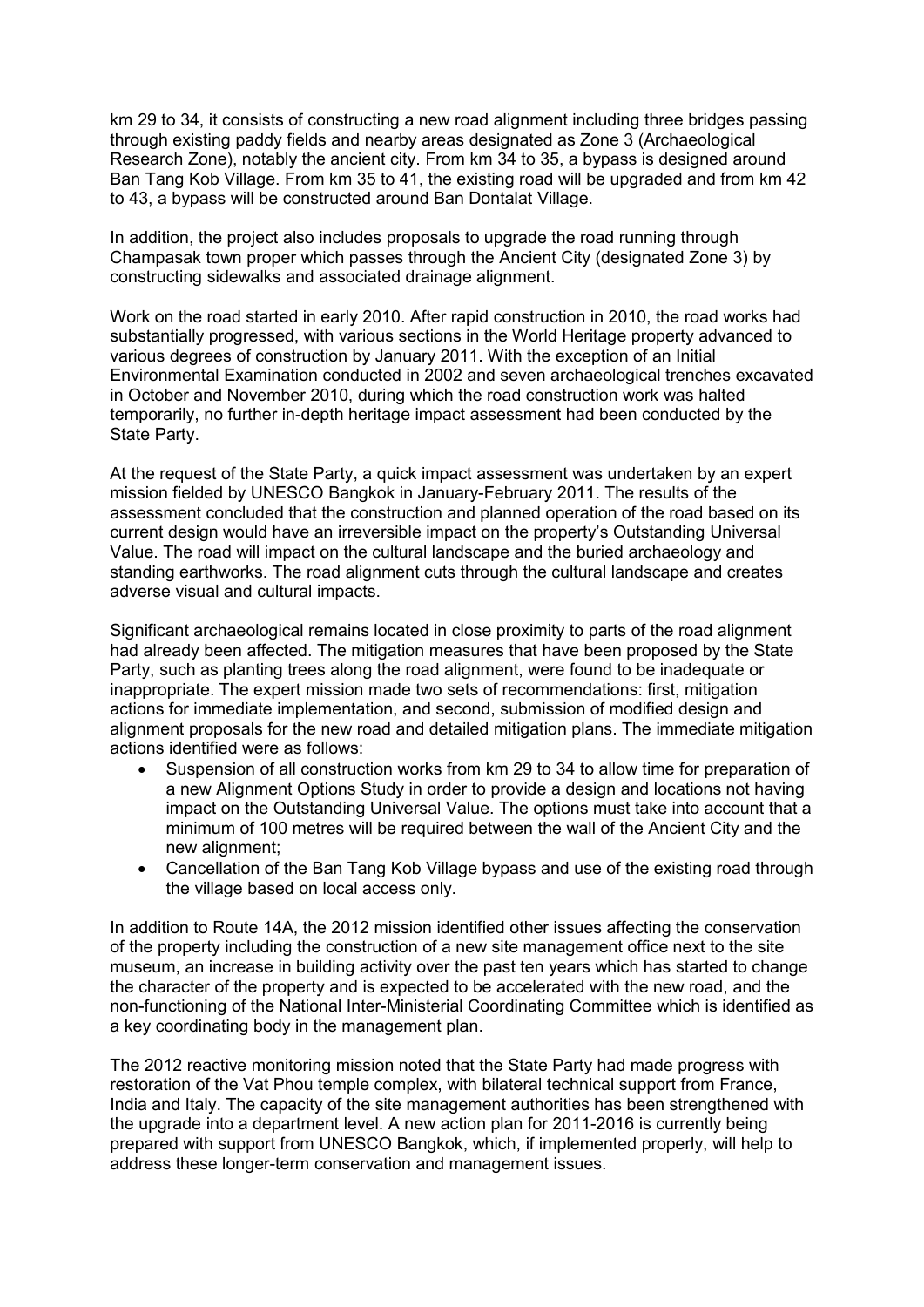km 29 to 34, it consists of constructing a new road alignment including three bridges passing through existing paddy fields and nearby areas designated as Zone 3 (Archaeological Research Zone), notably the ancient city. From km 34 to 35, a bypass is designed around Ban Tang Kob Village. From km 35 to 41, the existing road will be upgraded and from km 42 to 43, a bypass will be constructed around Ban Dontalat Village.

In addition, the project also includes proposals to upgrade the road running through Champasak town proper which passes through the Ancient City (designated Zone 3) by constructing sidewalks and associated drainage alignment.

Work on the road started in early 2010. After rapid construction in 2010, the road works had substantially progressed, with various sections in the World Heritage property advanced to various degrees of construction by January 2011. With the exception of an Initial Environmental Examination conducted in 2002 and seven archaeological trenches excavated in October and November 2010, during which the road construction work was halted temporarily, no further in-depth heritage impact assessment had been conducted by the State Party.

At the request of the State Party, a quick impact assessment was undertaken by an expert mission fielded by UNESCO Bangkok in January-February 2011. The results of the assessment concluded that the construction and planned operation of the road based on its current design would have an irreversible impact on the property's Outstanding Universal Value. The road will impact on the cultural landscape and the buried archaeology and standing earthworks. The road alignment cuts through the cultural landscape and creates adverse visual and cultural impacts.

Significant archaeological remains located in close proximity to parts of the road alignment had already been affected. The mitigation measures that have been proposed by the State Party, such as planting trees along the road alignment, were found to be inadequate or inappropriate. The expert mission made two sets of recommendations: first, mitigation actions for immediate implementation, and second, submission of modified design and alignment proposals for the new road and detailed mitigation plans. The immediate mitigation actions identified were as follows:

- Suspension of all construction works from km 29 to 34 to allow time for preparation of a new Alignment Options Study in order to provide a design and locations not having impact on the Outstanding Universal Value. The options must take into account that a minimum of 100 metres will be required between the wall of the Ancient City and the new alignment;
- Cancellation of the Ban Tang Kob Village bypass and use of the existing road through the village based on local access only.

In addition to Route 14A, the 2012 mission identified other issues affecting the conservation of the property including the construction of a new site management office next to the site museum, an increase in building activity over the past ten years which has started to change the character of the property and is expected to be accelerated with the new road, and the non-functioning of the National Inter-Ministerial Coordinating Committee which is identified as a key coordinating body in the management plan.

The 2012 reactive monitoring mission noted that the State Party had made progress with restoration of the Vat Phou temple complex, with bilateral technical support from France, India and Italy. The capacity of the site management authorities has been strengthened with the upgrade into a department level. A new action plan for 2011-2016 is currently being prepared with support from UNESCO Bangkok, which, if implemented properly, will help to address these longer-term conservation and management issues.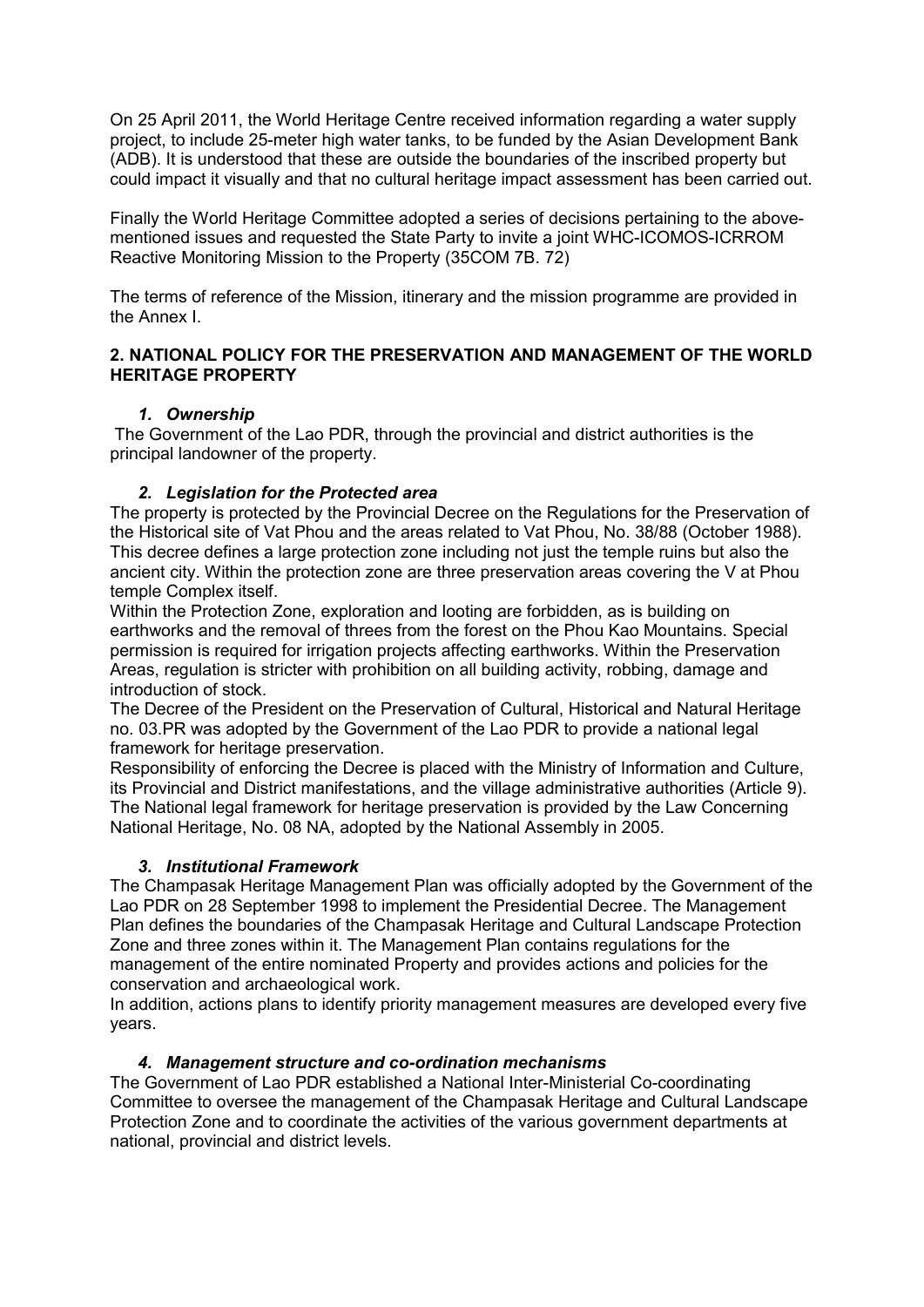On 25 April 2011, the World Heritage Centre received information regarding a water supply project, to include 25-meter high water tanks, to be funded by the Asian Development Bank (ADB). It is understood that these are outside the boundaries of the inscribed property but could impact it visually and that no cultural heritage impact assessment has been carried out.

Finally the World Heritage Committee adopted a series of decisions pertaining to the above-mentioned issues and requested the State Party to invite a joint WHC-ICOMOS-ICRROM Reactive Monitoring Mission to the Property (35COM 7B. 72)

The terms of reference of the Mission, itinerary and the mission programme are provided in the Annex I.

## 2. NATIONAL POLICY FOR THE PRESERVATION AND MANAGEMENT OF THE WORLD HERITAGE PROPERTY

### *1. Ownership*

The Government of the Lao PDR, through the provincial and district authorities is the principal landowner of the property.

### *2. Legislation for the Protected area*

The property is protected by the Provincial Decree on the Regulations for the Preservation of the Historical site of Vat Phou and the areas related to Vat Phou, No. 38/88 (October 1988). This decree defines a large protection zone including not just the temple ruins but also the ancient city. Within the protection zone are three preservation areas covering the V at Phou temple Complex itself.

Within the Protection Zone, exploration and looting are forbidden, as is building on earthworks and the removal of threes from the forest on the Phou Kao Mountains. Special permission is required for irrigation projects affecting earthworks. Within the Preservation Areas, regulation is stricter with prohibition on all building activity, robbing, damage and introduction of stock.

The Decree of the President on the Preservation of Cultural, Historical and Natural Heritage no. 03.PR was adopted by the Government of the Lao PDR to provide a national legal framework for heritage preservation.

Responsibility of enforcing the Decree is placed with the Ministry of Information and Culture, its Provincial and District manifestations, and the village administrative authorities (Article 9). The National legal framework for heritage preservation is provided by the Law Concerning National Heritage, No. 08 NA, adopted by the National Assembly in 2005.

### *3. Institutional Framework*

The Champasak Heritage Management Plan was officially adopted by the Government of the Lao PDR on 28 September 1998 to implement the Presidential Decree. The Management Plan defines the boundaries of the Champasak Heritage and Cultural Landscape Protection Zone and three zones within it. The Management Plan contains regulations for the management of the entire nominated Property and provides actions and policies for the conservation and archaeological work.

In addition, actions plans to identify priority management measures are developed every five years.

### *4. Management structure and co-ordination mechanisms*

The Government of Lao PDR established a National Inter-Ministerial Co-coordinating Committee to oversee the management of the Champasak Heritage and Cultural Landscape Protection Zone and to coordinate the activities of the various government departments at national, provincial and district levels.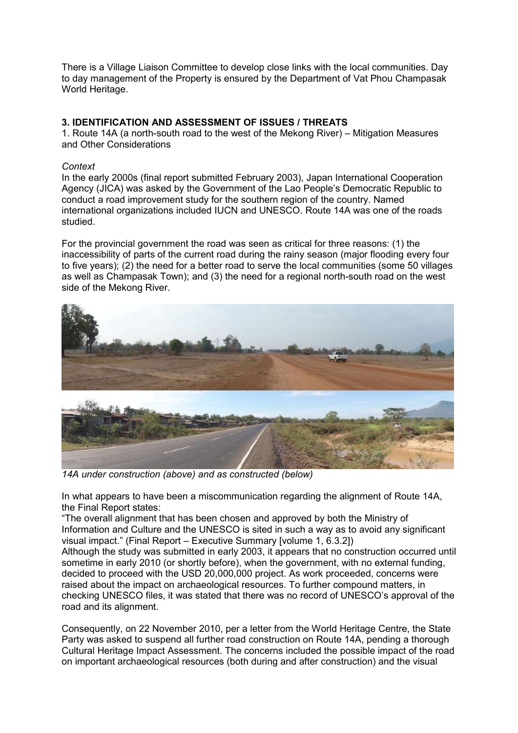There is a Village Liaison Committee to develop close links with the local communities. Day to day management of the Property is ensured by the Department of Vat Phou Champasak World Heritage.

## 3. IDENTIFICATION AND ASSESSMENT OF ISSUES / THREATS

1. Route 14A (a north-south road to the west of the Mekong River) – Mitigation Measures and Other Considerations

*Context*

In the early 2000s (final report submitted February 2003), Japan International Cooperation Agency (JICA) was asked by the Government of the Lao People's Democratic Republic to conduct a road improvement study for the southern region of the country. Named international organizations included IUCN and UNESCO. Route 14A was one of the roads studied.

For the provincial government the road was seen as critical for three reasons: (1) the inaccessibility of parts of the current road during the rainy season (major flooding every four to five years); (2) the need for a better road to serve the local communities (some 50 villages as well as Champasak Town); and (3) the need for a regional north-south road on the west side of the Mekong River.

*14A under construction (above) and as constructed (below)*

In what appears to have been a miscommunication regarding the alignment of Route 14A, the Final Report states:

"The overall alignment that has been chosen and approved by both the Ministry of Information and Culture and the UNESCO is sited in such a way as to avoid any significant visual impact." (Final Report – Executive Summary [volume 1, 6.3.2])

Although the study was submitted in early 2003, it appears that no construction occurred until sometime in early 2010 (or shortly before), when the government, with no external funding, decided to proceed with the USD 20,000,000 project. As work proceeded, concerns were raised about the impact on archaeological resources. To further compound matters, in checking UNESCO files, it was stated that there was no record of UNESCO's approval of the road and its alignment.

Consequently, on 22 November 2010, per a letter from the World Heritage Centre, the State Party was asked to suspend all further road construction on Route 14A, pending a thorough Cultural Heritage Impact Assessment. The concerns included the possible impact of the road on important archaeological resources (both during and after construction) and the visual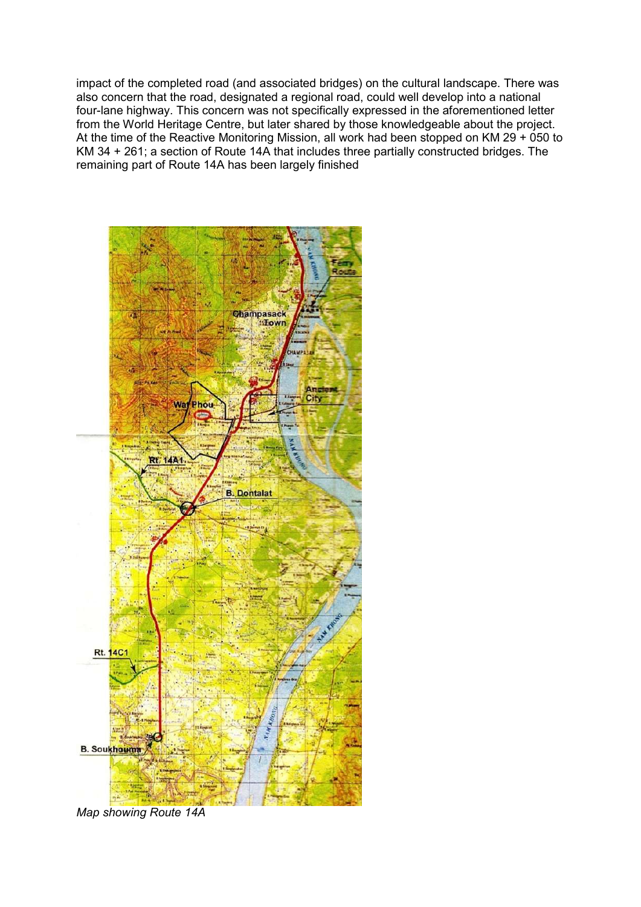impact of the completed road (and associated bridges) on the cultural landscape. There was also concern that the road, designated a regional road, could well develop into a national four-lane highway. This concern was not specifically expressed in the aforementioned letter from the World Heritage Centre, but later shared by those knowledgeable about the project. At the time of the Reactive Monitoring Mission, all work had been stopped on KM 29 + 050 to KM 34 + 261; a section of Route 14A that includes three partially constructed bridges. The remaining part of Route 14A has been largely finished

*Map showing Route 14A*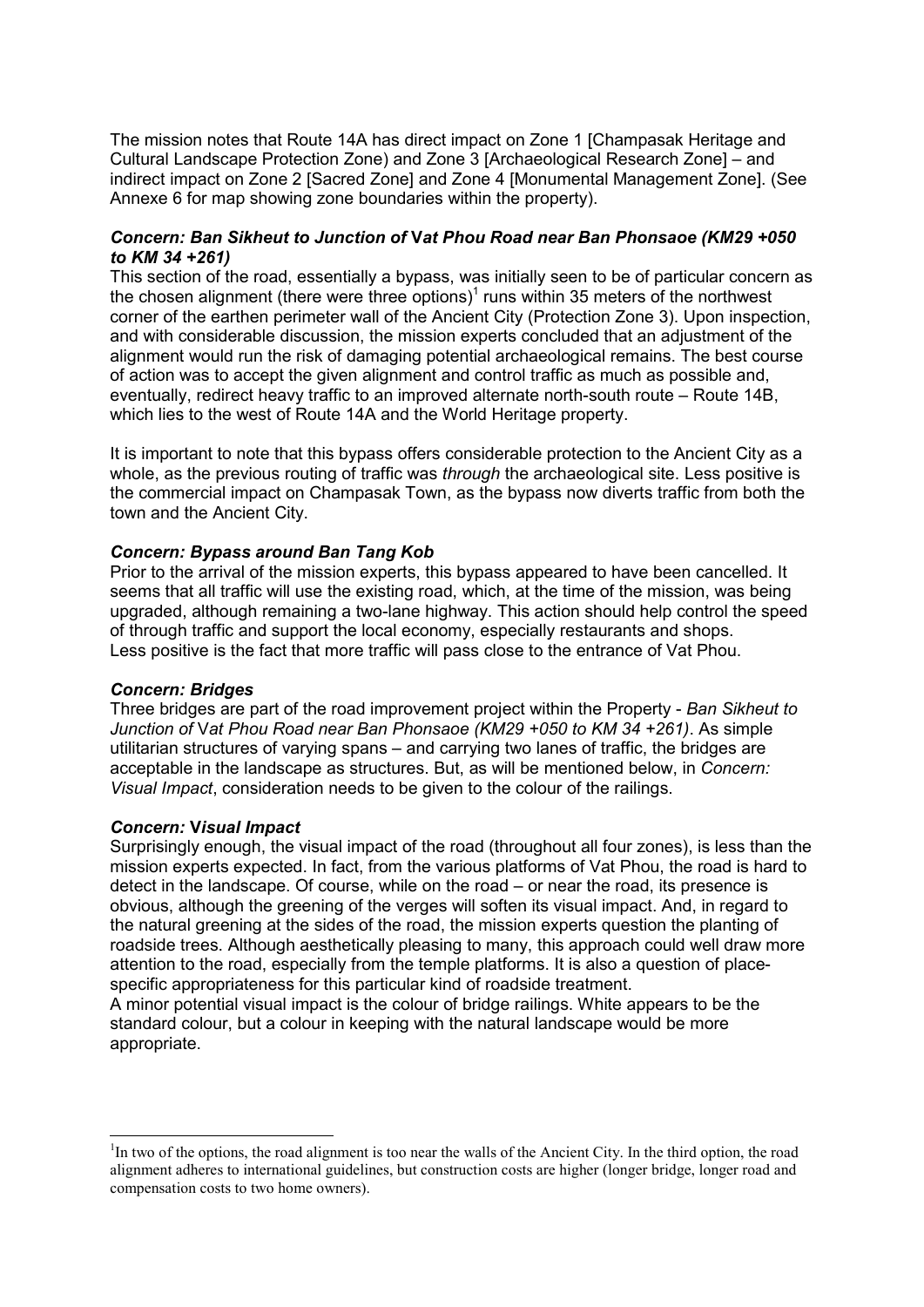The mission notes that Route 14A has direct impact on Zone 1 [Champasak Heritage and Cultural Landscape Protection Zone) and Zone 3 [Archaeological Research Zone] – and indirect impact on Zone 2 [Sacred Zone] and Zone 4 [Monumental Management Zone]. (See Annexe 6 for map showing zone boundaries within the property).

***Concern: Ban Sikheut to Junction of Vat Phou Road near Ban Phonsaoe (KM29 +050 to KM 34 +261)***

This section of the road, essentially a bypass, was initially seen to be of particular concern as the chosen alignment (there were three options)[1] runs within 35 meters of the northwest corner of the earthen perimeter wall of the Ancient City (Protection Zone 3). Upon inspection, and with considerable discussion, the mission experts concluded that an adjustment of the alignment would run the risk of damaging potential archaeological remains. The best course of action was to accept the given alignment and control traffic as much as possible and, eventually, redirect heavy traffic to an improved alternate north-south route – Route 14B, which lies to the west of Route 14A and the World Heritage property.

It is important to note that this bypass offers considerable protection to the Ancient City as a whole, as the previous routing of traffic was *through* the archaeological site. Less positive is the commercial impact on Champasak Town, as the bypass now diverts traffic from both the town and the Ancient City.

***Concern: Bypass around Ban Tang Kob***

Prior to the arrival of the mission experts, this bypass appeared to have been cancelled. It seems that all traffic will use the existing road, which, at the time of the mission, was being upgraded, although remaining a two-lane highway. This action should help control the speed of through traffic and support the local economy, especially restaurants and shops. Less positive is the fact that more traffic will pass close to the entrance of Vat Phou.

***Concern: Bridges***

Three bridges are part of the road improvement project within the Property - *Ban Sikheut to Junction of Vat Phou Road near Ban Phonsaoe (KM29 +050 to KM 34 +261)*. As simple utilitarian structures of varying spans – and carrying two lanes of traffic, the bridges are acceptable in the landscape as structures. But, as will be mentioned below, in *Concern: Visual Impact*, consideration needs to be given to the colour of the railings.

***Concern: Visual Impact***

Surprisingly enough, the visual impact of the road (throughout all four zones), is less than the mission experts expected. In fact, from the various platforms of Vat Phou, the road is hard to detect in the landscape. Of course, while on the road – or near the road, its presence is obvious, although the greening of the verges will soften its visual impact. And, in regard to the natural greening at the sides of the road, the mission experts question the planting of roadside trees. Although aesthetically pleasing to many, this approach could well draw more attention to the road, especially from the temple platforms. It is also a question of place-specific appropriateness for this particular kind of roadside treatment.

A minor potential visual impact is the colour of bridge railings. White appears to be the standard colour, but a colour in keeping with the natural landscape would be more appropriate.

---

[1] In two of the options, the road alignment is too near the walls of the Ancient City. In the third option, the road alignment adheres to international guidelines, but construction costs are higher (longer bridge, longer road and compensation costs to two home owners).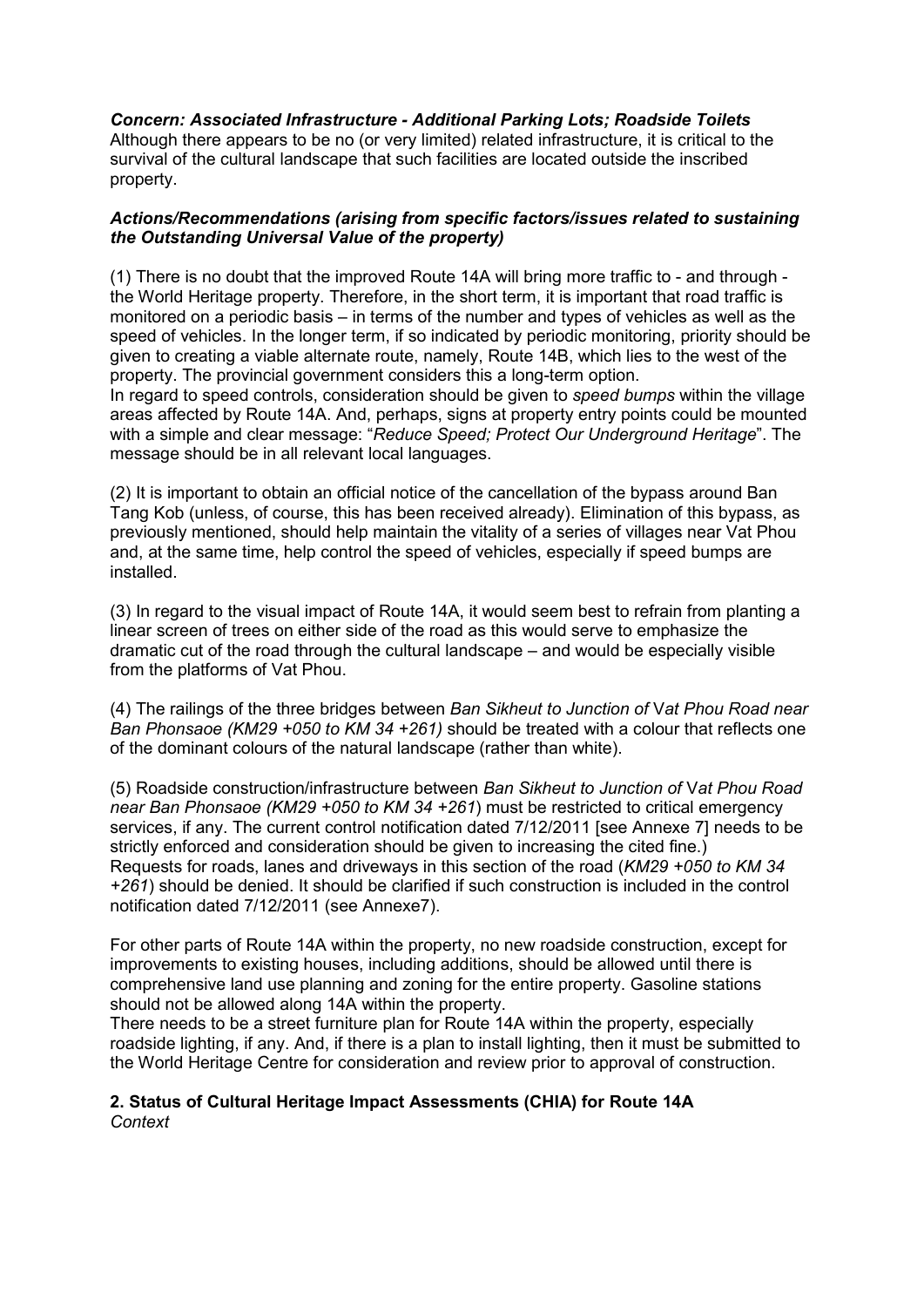***Concern: Associated Infrastructure - Additional Parking Lots; Roadside Toilets***
Although there appears to be no (or very limited) related infrastructure, it is critical to the survival of the cultural landscape that such facilities are located outside the inscribed property.

***Actions/Recommendations (arising from specific factors/issues related to sustaining the Outstanding Universal Value of the property)***

(1) There is no doubt that the improved Route 14A will bring more traffic to - and through - the World Heritage property. Therefore, in the short term, it is important that road traffic is monitored on a periodic basis – in terms of the number and types of vehicles as well as the speed of vehicles. In the longer term, if so indicated by periodic monitoring, priority should be given to creating a viable alternate route, namely, Route 14B, which lies to the west of the property. The provincial government considers this a long-term option.
In regard to speed controls, consideration should be given to *speed bumps* within the village areas affected by Route 14A. And, perhaps, signs at property entry points could be mounted with a simple and clear message: "*Reduce Speed; Protect Our Underground Heritage*". The message should be in all relevant local languages.

(2) It is important to obtain an official notice of the cancellation of the bypass around Ban Tang Kob (unless, of course, this has been received already). Elimination of this bypass, as previously mentioned, should help maintain the vitality of a series of villages near Vat Phou and, at the same time, help control the speed of vehicles, especially if speed bumps are installed.

(3) In regard to the visual impact of Route 14A, it would seem best to refrain from planting a linear screen of trees on either side of the road as this would serve to emphasize the dramatic cut of the road through the cultural landscape – and would be especially visible from the platforms of Vat Phou.

(4) The railings of the three bridges between *Ban Sikheut to Junction of* V*at Phou Road near Ban Phonsaoe (KM29 +050 to KM 34 +261)* should be treated with a colour that reflects one of the dominant colours of the natural landscape (rather than white).

(5) Roadside construction/infrastructure between *Ban Sikheut to Junction of* V*at Phou Road near Ban Phonsaoe (KM29 +050 to KM 34 +261*) must be restricted to critical emergency services, if any. The current control notification dated 7/12/2011 [see Annexe 7] needs to be strictly enforced and consideration should be given to increasing the cited fine.)
Requests for roads, lanes and driveways in this section of the road (*KM29 +050 to KM 34 +261*) should be denied. It should be clarified if such construction is included in the control notification dated 7/12/2011 (see Annexe7).

For other parts of Route 14A within the property, no new roadside construction, except for improvements to existing houses, including additions, should be allowed until there is comprehensive land use planning and zoning for the entire property. Gasoline stations should not be allowed along 14A within the property.
There needs to be a street furniture plan for Route 14A within the property, especially roadside lighting, if any. And, if there is a plan to install lighting, then it must be submitted to the World Heritage Centre for consideration and review prior to approval of construction.

**2. Status of Cultural Heritage Impact Assessments (CHIA) for Route 14A**
*Context*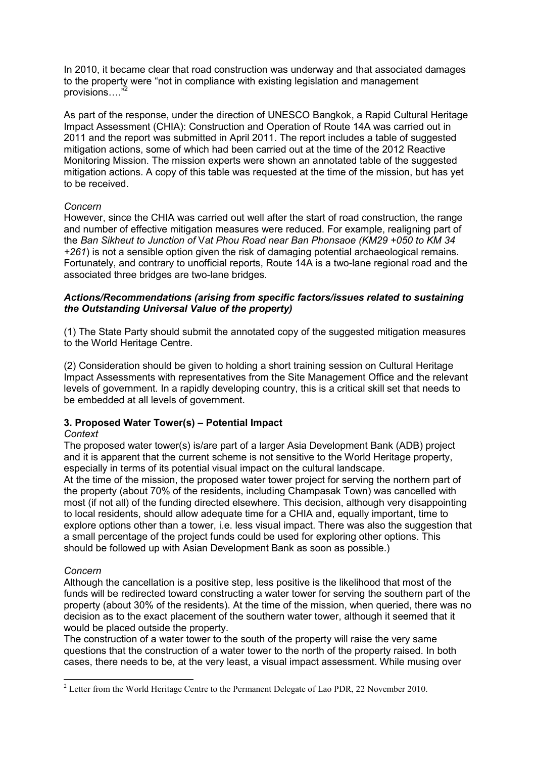In 2010, it became clear that road construction was underway and that associated damages to the property were "not in compliance with existing legislation and management provisions…."[2]

As part of the response, under the direction of UNESCO Bangkok, a Rapid Cultural Heritage Impact Assessment (CHIA): Construction and Operation of Route 14A was carried out in 2011 and the report was submitted in April 2011. The report includes a table of suggested mitigation actions, some of which had been carried out at the time of the 2012 Reactive Monitoring Mission. The mission experts were shown an annotated table of the suggested mitigation actions. A copy of this table was requested at the time of the mission, but has yet to be received.

*Concern*

However, since the CHIA was carried out well after the start of road construction, the range and number of effective mitigation measures were reduced. For example, realigning part of the *Ban Sikheut to Junction of Vat Phou Road near Ban Phonsaoe (KM29 +050 to KM 34 +261*) is not a sensible option given the risk of damaging potential archaeological remains. Fortunately, and contrary to unofficial reports, Route 14A is a two-lane regional road and the associated three bridges are two-lane bridges.

***Actions/Recommendations (arising from specific factors/issues related to sustaining the Outstanding Universal Value of the property)***

(1) The State Party should submit the annotated copy of the suggested mitigation measures to the World Heritage Centre.

(2) Consideration should be given to holding a short training session on Cultural Heritage Impact Assessments with representatives from the Site Management Office and the relevant levels of government. In a rapidly developing country, this is a critical skill set that needs to be embedded at all levels of government.

### 3. Proposed Water Tower(s) – Potential Impact

*Context*

The proposed water tower(s) is/are part of a larger Asia Development Bank (ADB) project and it is apparent that the current scheme is not sensitive to the World Heritage property, especially in terms of its potential visual impact on the cultural landscape.

At the time of the mission, the proposed water tower project for serving the northern part of the property (about 70% of the residents, including Champasak Town) was cancelled with most (if not all) of the funding directed elsewhere. This decision, although very disappointing to local residents, should allow adequate time for a CHIA and, equally important, time to explore options other than a tower, i.e. less visual impact. There was also the suggestion that a small percentage of the project funds could be used for exploring other options. This should be followed up with Asian Development Bank as soon as possible.)

*Concern*

Although the cancellation is a positive step, less positive is the likelihood that most of the funds will be redirected toward constructing a water tower for serving the southern part of the property (about 30% of the residents). At the time of the mission, when queried, there was no decision as to the exact placement of the southern water tower, although it seemed that it would be placed outside the property.

The construction of a water tower to the south of the property will raise the very same questions that the construction of a water tower to the north of the property raised. In both cases, there needs to be, at the very least, a visual impact assessment. While musing over

---

[2] Letter from the World Heritage Centre to the Permanent Delegate of Lao PDR, 22 November 2010.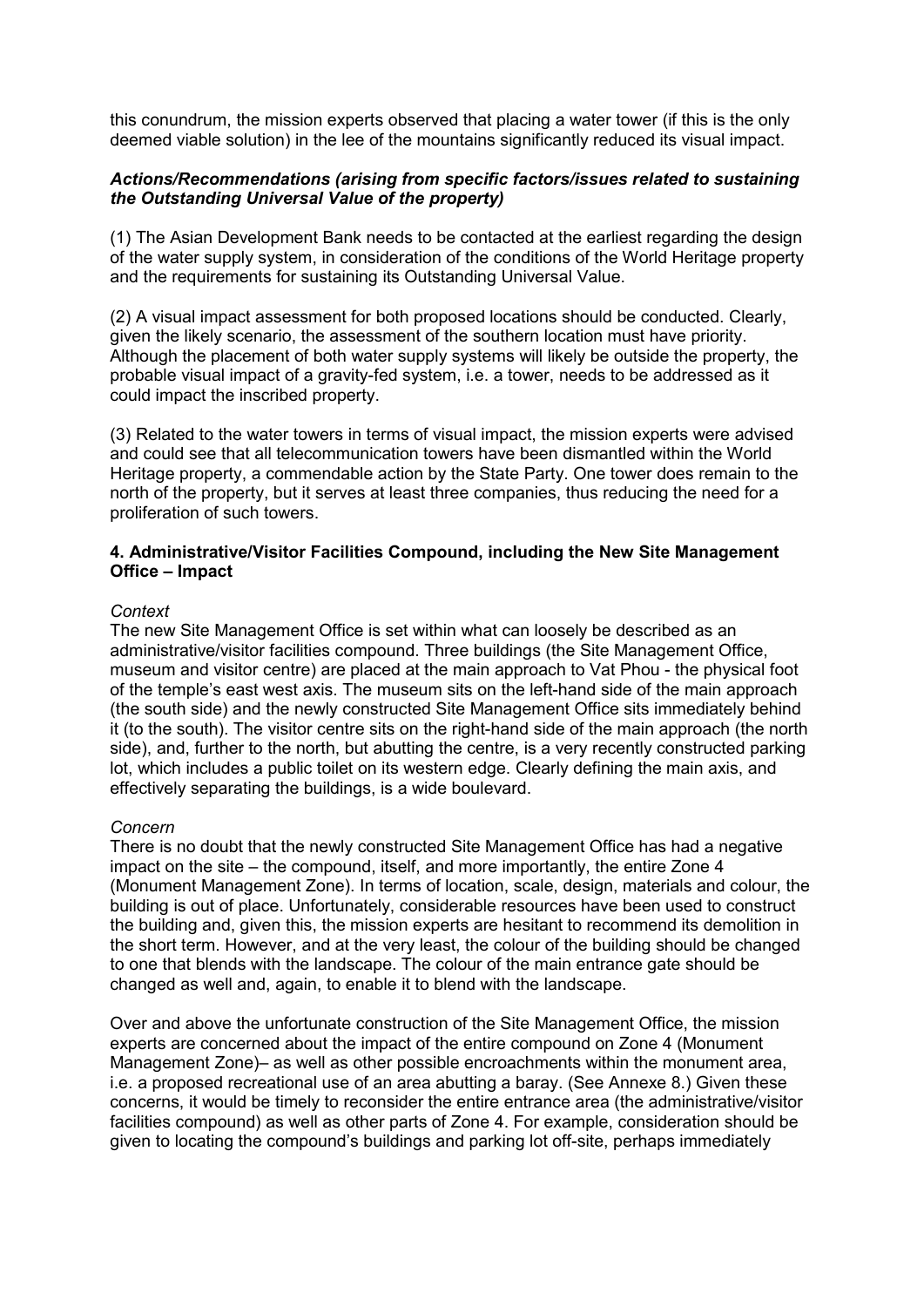this conundrum, the mission experts observed that placing a water tower (if this is the only deemed viable solution) in the lee of the mountains significantly reduced its visual impact.

***Actions/Recommendations (arising from specific factors/issues related to sustaining the Outstanding Universal Value of the property)***

(1) The Asian Development Bank needs to be contacted at the earliest regarding the design of the water supply system, in consideration of the conditions of the World Heritage property and the requirements for sustaining its Outstanding Universal Value.

(2) A visual impact assessment for both proposed locations should be conducted. Clearly, given the likely scenario, the assessment of the southern location must have priority. Although the placement of both water supply systems will likely be outside the property, the probable visual impact of a gravity-fed system, i.e. a tower, needs to be addressed as it could impact the inscribed property.

(3) Related to the water towers in terms of visual impact, the mission experts were advised and could see that all telecommunication towers have been dismantled within the World Heritage property, a commendable action by the State Party. One tower does remain to the north of the property, but it serves at least three companies, thus reducing the need for a proliferation of such towers.

**4. Administrative/Visitor Facilities Compound, including the New Site Management Office – Impact**

*Context*

The new Site Management Office is set within what can loosely be described as an administrative/visitor facilities compound. Three buildings (the Site Management Office, museum and visitor centre) are placed at the main approach to Vat Phou - the physical foot of the temple's east west axis. The museum sits on the left-hand side of the main approach (the south side) and the newly constructed Site Management Office sits immediately behind it (to the south). The visitor centre sits on the right-hand side of the main approach (the north side), and, further to the north, but abutting the centre, is a very recently constructed parking lot, which includes a public toilet on its western edge. Clearly defining the main axis, and effectively separating the buildings, is a wide boulevard.

*Concern*

There is no doubt that the newly constructed Site Management Office has had a negative impact on the site – the compound, itself, and more importantly, the entire Zone 4 (Monument Management Zone). In terms of location, scale, design, materials and colour, the building is out of place. Unfortunately, considerable resources have been used to construct the building and, given this, the mission experts are hesitant to recommend its demolition in the short term. However, and at the very least, the colour of the building should be changed to one that blends with the landscape. The colour of the main entrance gate should be changed as well and, again, to enable it to blend with the landscape.

Over and above the unfortunate construction of the Site Management Office, the mission experts are concerned about the impact of the entire compound on Zone 4 (Monument Management Zone)– as well as other possible encroachments within the monument area, i.e. a proposed recreational use of an area abutting a baray. (See Annexe 8.) Given these concerns, it would be timely to reconsider the entire entrance area (the administrative/visitor facilities compound) as well as other parts of Zone 4. For example, consideration should be given to locating the compound's buildings and parking lot off-site, perhaps immediately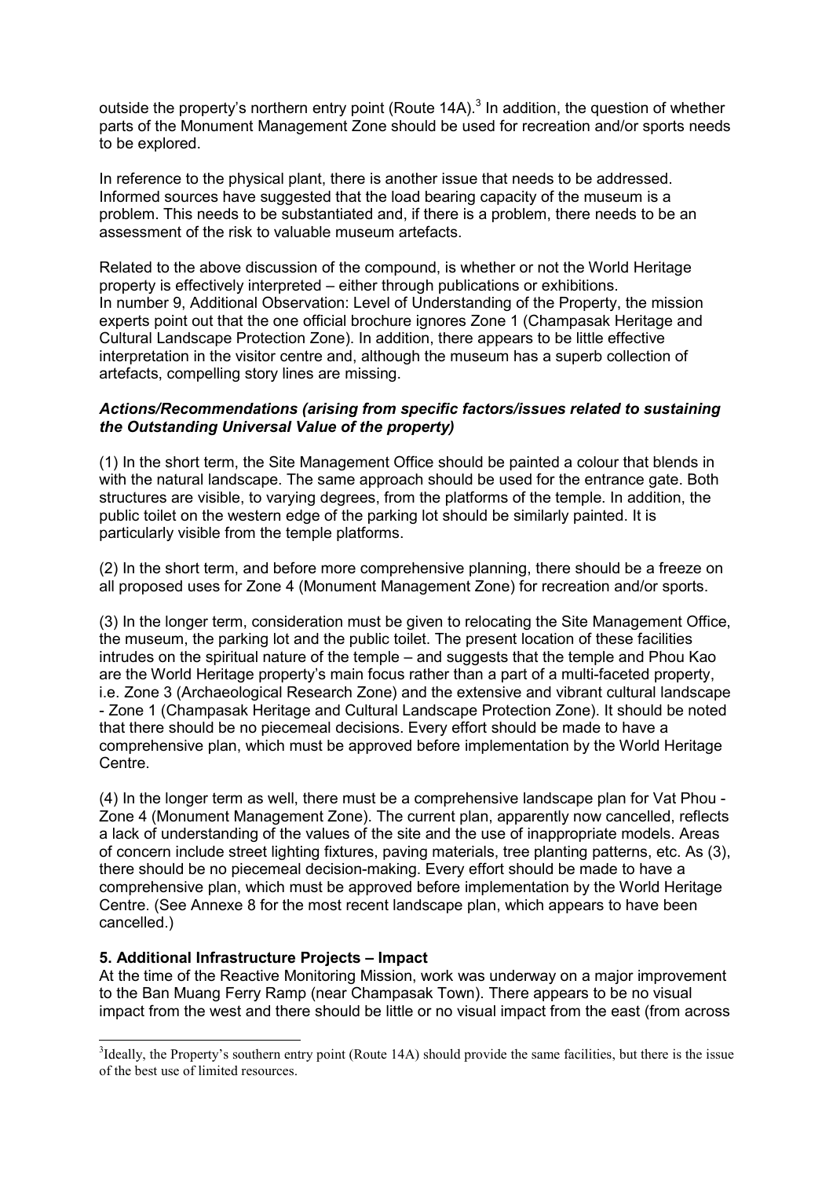outside the property's northern entry point (Route 14A).[3] In addition, the question of whether parts of the Monument Management Zone should be used for recreation and/or sports needs to be explored.

In reference to the physical plant, there is another issue that needs to be addressed. Informed sources have suggested that the load bearing capacity of the museum is a problem. This needs to be substantiated and, if there is a problem, there needs to be an assessment of the risk to valuable museum artefacts.

Related to the above discussion of the compound, is whether or not the World Heritage property is effectively interpreted – either through publications or exhibitions. In number 9, Additional Observation: Level of Understanding of the Property, the mission experts point out that the one official brochure ignores Zone 1 (Champasak Heritage and Cultural Landscape Protection Zone). In addition, there appears to be little effective interpretation in the visitor centre and, although the museum has a superb collection of artefacts, compelling story lines are missing.

***Actions/Recommendations (arising from specific factors/issues related to sustaining the Outstanding Universal Value of the property)***

(1) In the short term, the Site Management Office should be painted a colour that blends in with the natural landscape. The same approach should be used for the entrance gate. Both structures are visible, to varying degrees, from the platforms of the temple. In addition, the public toilet on the western edge of the parking lot should be similarly painted. It is particularly visible from the temple platforms.

(2) In the short term, and before more comprehensive planning, there should be a freeze on all proposed uses for Zone 4 (Monument Management Zone) for recreation and/or sports.

(3) In the longer term, consideration must be given to relocating the Site Management Office, the museum, the parking lot and the public toilet. The present location of these facilities intrudes on the spiritual nature of the temple – and suggests that the temple and Phou Kao are the World Heritage property's main focus rather than a part of a multi-faceted property, i.e. Zone 3 (Archaeological Research Zone) and the extensive and vibrant cultural landscape - Zone 1 (Champasak Heritage and Cultural Landscape Protection Zone). It should be noted that there should be no piecemeal decisions. Every effort should be made to have a comprehensive plan, which must be approved before implementation by the World Heritage Centre.

(4) In the longer term as well, there must be a comprehensive landscape plan for Vat Phou - Zone 4 (Monument Management Zone). The current plan, apparently now cancelled, reflects a lack of understanding of the values of the site and the use of inappropriate models. Areas of concern include street lighting fixtures, paving materials, tree planting patterns, etc. As (3), there should be no piecemeal decision-making. Every effort should be made to have a comprehensive plan, which must be approved before implementation by the World Heritage Centre. (See Annexe 8 for the most recent landscape plan, which appears to have been cancelled.)

**5. Additional Infrastructure Projects – Impact**

At the time of the Reactive Monitoring Mission, work was underway on a major improvement to the Ban Muang Ferry Ramp (near Champasak Town). There appears to be no visual impact from the west and there should be little or no visual impact from the east (from across

---

[3] Ideally, the Property's southern entry point (Route 14A) should provide the same facilities, but there is the issue of the best use of limited resources.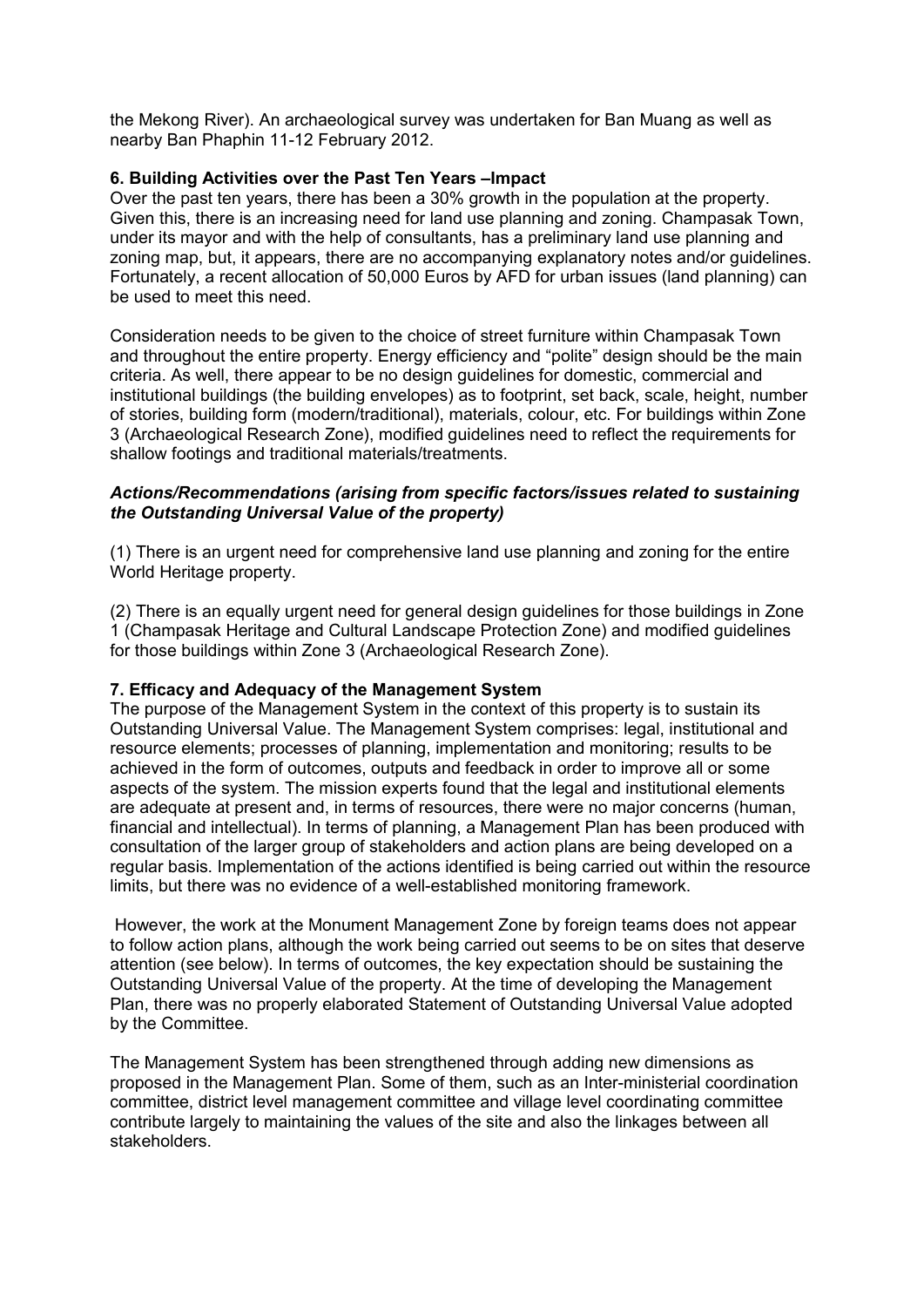the Mekong River). An archaeological survey was undertaken for Ban Muang as well as nearby Ban Phaphin 11-12 February 2012.

### 6. Building Activities over the Past Ten Years –Impact

Over the past ten years, there has been a 30% growth in the population at the property. Given this, there is an increasing need for land use planning and zoning. Champasak Town, under its mayor and with the help of consultants, has a preliminary land use planning and zoning map, but, it appears, there are no accompanying explanatory notes and/or guidelines. Fortunately, a recent allocation of 50,000 Euros by AFD for urban issues (land planning) can be used to meet this need.

Consideration needs to be given to the choice of street furniture within Champasak Town and throughout the entire property. Energy efficiency and "polite" design should be the main criteria. As well, there appear to be no design guidelines for domestic, commercial and institutional buildings (the building envelopes) as to footprint, set back, scale, height, number of stories, building form (modern/traditional), materials, colour, etc. For buildings within Zone 3 (Archaeological Research Zone), modified guidelines need to reflect the requirements for shallow footings and traditional materials/treatments.

***Actions/Recommendations (arising from specific factors/issues related to sustaining the Outstanding Universal Value of the property)***

(1) There is an urgent need for comprehensive land use planning and zoning for the entire World Heritage property.

(2) There is an equally urgent need for general design guidelines for those buildings in Zone 1 (Champasak Heritage and Cultural Landscape Protection Zone) and modified guidelines for those buildings within Zone 3 (Archaeological Research Zone).

### 7. Efficacy and Adequacy of the Management System

The purpose of the Management System in the context of this property is to sustain its Outstanding Universal Value. The Management System comprises: legal, institutional and resource elements; processes of planning, implementation and monitoring; results to be achieved in the form of outcomes, outputs and feedback in order to improve all or some aspects of the system. The mission experts found that the legal and institutional elements are adequate at present and, in terms of resources, there were no major concerns (human, financial and intellectual). In terms of planning, a Management Plan has been produced with consultation of the larger group of stakeholders and action plans are being developed on a regular basis. Implementation of the actions identified is being carried out within the resource limits, but there was no evidence of a well-established monitoring framework.

However, the work at the Monument Management Zone by foreign teams does not appear to follow action plans, although the work being carried out seems to be on sites that deserve attention (see below). In terms of outcomes, the key expectation should be sustaining the Outstanding Universal Value of the property. At the time of developing the Management Plan, there was no properly elaborated Statement of Outstanding Universal Value adopted by the Committee.

The Management System has been strengthened through adding new dimensions as proposed in the Management Plan. Some of them, such as an Inter-ministerial coordination committee, district level management committee and village level coordinating committee contribute largely to maintaining the values of the site and also the linkages between all stakeholders.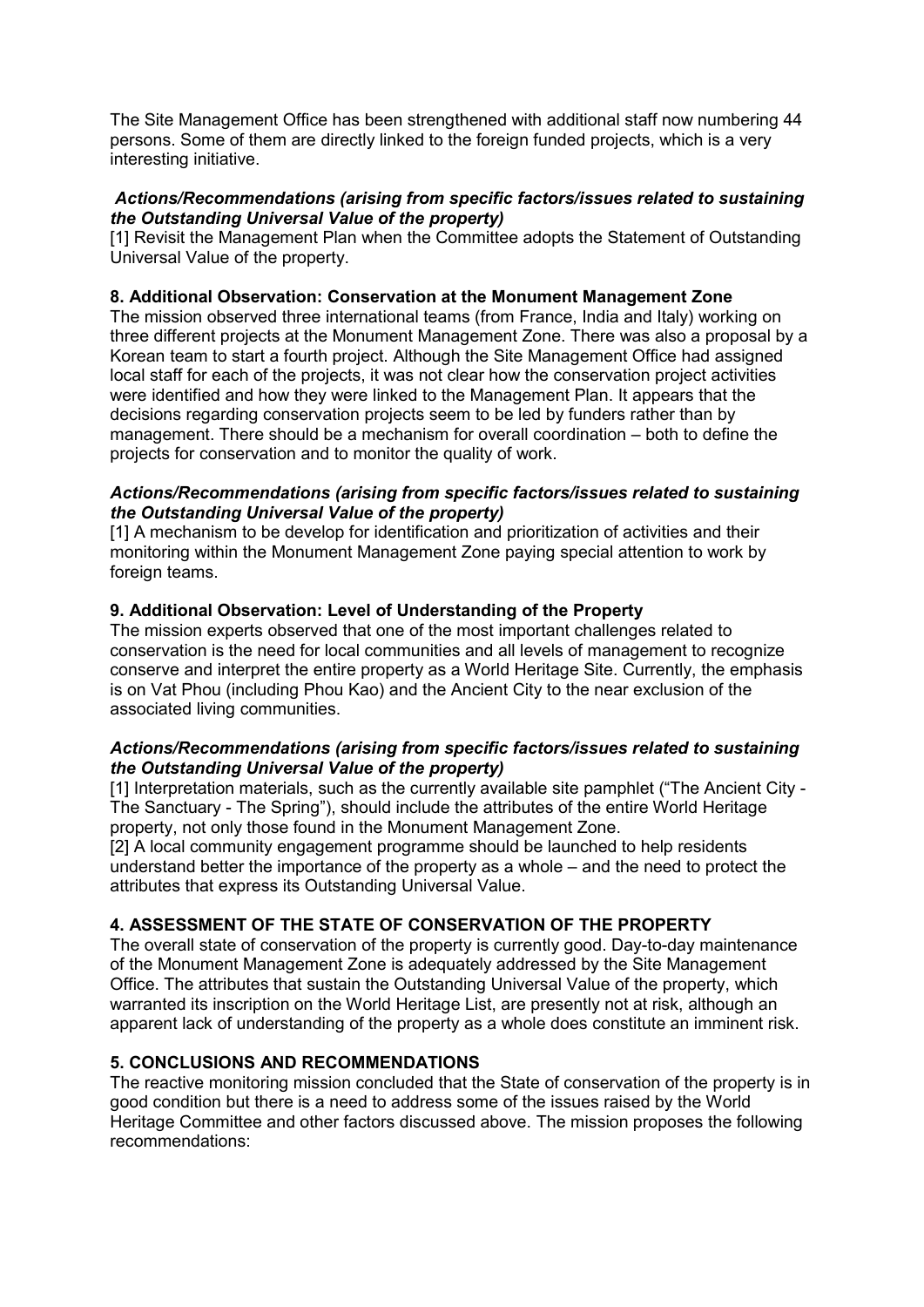The Site Management Office has been strengthened with additional staff now numbering 44 persons. Some of them are directly linked to the foreign funded projects, which is a very interesting initiative.

***Actions/Recommendations (arising from specific factors/issues related to sustaining the Outstanding Universal Value of the property)***

[1] Revisit the Management Plan when the Committee adopts the Statement of Outstanding Universal Value of the property.

**8. Additional Observation: Conservation at the Monument Management Zone**

The mission observed three international teams (from France, India and Italy) working on three different projects at the Monument Management Zone. There was also a proposal by a Korean team to start a fourth project. Although the Site Management Office had assigned local staff for each of the projects, it was not clear how the conservation project activities were identified and how they were linked to the Management Plan. It appears that the decisions regarding conservation projects seem to be led by funders rather than by management. There should be a mechanism for overall coordination – both to define the projects for conservation and to monitor the quality of work.

***Actions/Recommendations (arising from specific factors/issues related to sustaining the Outstanding Universal Value of the property)***

[1] A mechanism to be develop for identification and prioritization of activities and their monitoring within the Monument Management Zone paying special attention to work by foreign teams.

**9. Additional Observation: Level of Understanding of the Property**

The mission experts observed that one of the most important challenges related to conservation is the need for local communities and all levels of management to recognize conserve and interpret the entire property as a World Heritage Site. Currently, the emphasis is on Vat Phou (including Phou Kao) and the Ancient City to the near exclusion of the associated living communities.

***Actions/Recommendations (arising from specific factors/issues related to sustaining the Outstanding Universal Value of the property)***

[1] Interpretation materials, such as the currently available site pamphlet ("The Ancient City - The Sanctuary - The Spring"), should include the attributes of the entire World Heritage property, not only those found in the Monument Management Zone.

[2] A local community engagement programme should be launched to help residents understand better the importance of the property as a whole – and the need to protect the attributes that express its Outstanding Universal Value.

## 4. ASSESSMENT OF THE STATE OF CONSERVATION OF THE PROPERTY

The overall state of conservation of the property is currently good. Day-to-day maintenance of the Monument Management Zone is adequately addressed by the Site Management Office. The attributes that sustain the Outstanding Universal Value of the property, which warranted its inscription on the World Heritage List, are presently not at risk, although an apparent lack of understanding of the property as a whole does constitute an imminent risk.

## 5. CONCLUSIONS AND RECOMMENDATIONS

The reactive monitoring mission concluded that the State of conservation of the property is in good condition but there is a need to address some of the issues raised by the World Heritage Committee and other factors discussed above. The mission proposes the following recommendations: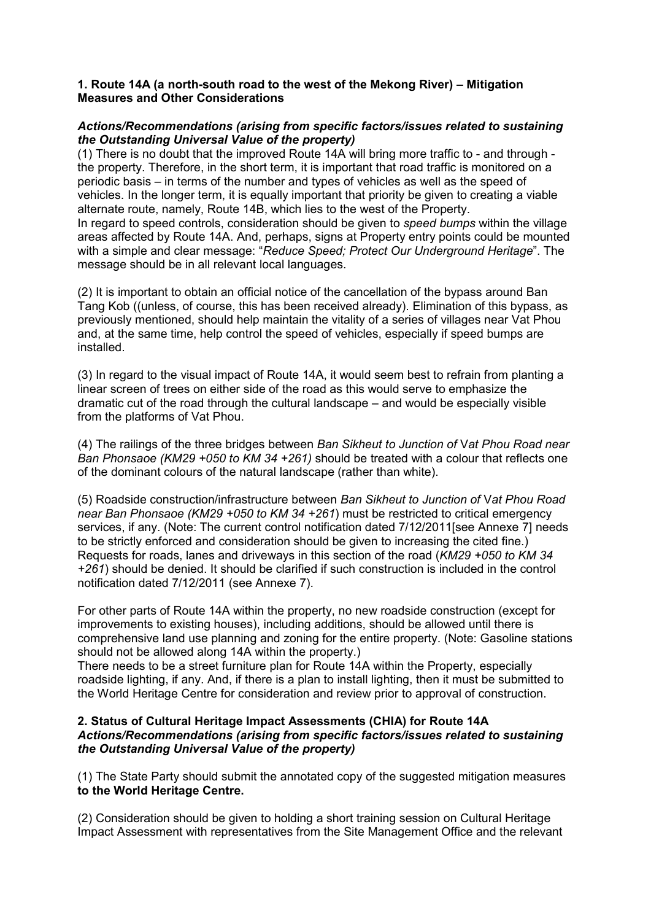**1. Route 14A (a north-south road to the west of the Mekong River) – Mitigation Measures and Other Considerations**

***Actions/Recommendations (arising from specific factors/issues related to sustaining the Outstanding Universal Value of the property)***

(1) There is no doubt that the improved Route 14A will bring more traffic to - and through - the property. Therefore, in the short term, it is important that road traffic is monitored on a periodic basis – in terms of the number and types of vehicles as well as the speed of vehicles. In the longer term, it is equally important that priority be given to creating a viable alternate route, namely, Route 14B, which lies to the west of the Property.

In regard to speed controls, consideration should be given to *speed bumps* within the village areas affected by Route 14A. And, perhaps, signs at Property entry points could be mounted with a simple and clear message: "*Reduce Speed; Protect Our Underground Heritage*". The message should be in all relevant local languages.

(2) It is important to obtain an official notice of the cancellation of the bypass around Ban Tang Kob ((unless, of course, this has been received already). Elimination of this bypass, as previously mentioned, should help maintain the vitality of a series of villages near Vat Phou and, at the same time, help control the speed of vehicles, especially if speed bumps are installed.

(3) In regard to the visual impact of Route 14A, it would seem best to refrain from planting a linear screen of trees on either side of the road as this would serve to emphasize the dramatic cut of the road through the cultural landscape – and would be especially visible from the platforms of Vat Phou.

(4) The railings of the three bridges between *Ban Sikheut to Junction of* V*at Phou Road near Ban Phonsaoe (KM29 +050 to KM 34 +261)* should be treated with a colour that reflects one of the dominant colours of the natural landscape (rather than white).

(5) Roadside construction/infrastructure between *Ban Sikheut to Junction of* V*at Phou Road near Ban Phonsaoe (KM29 +050 to KM 34 +261*) must be restricted to critical emergency services, if any. (Note: The current control notification dated 7/12/2011[see Annexe 7] needs to be strictly enforced and consideration should be given to increasing the cited fine.) Requests for roads, lanes and driveways in this section of the road (*KM29 +050 to KM 34 +261*) should be denied. It should be clarified if such construction is included in the control notification dated 7/12/2011 (see Annexe 7).

For other parts of Route 14A within the property, no new roadside construction (except for improvements to existing houses), including additions, should be allowed until there is comprehensive land use planning and zoning for the entire property. (Note: Gasoline stations should not be allowed along 14A within the property.)

There needs to be a street furniture plan for Route 14A within the Property, especially roadside lighting, if any. And, if there is a plan to install lighting, then it must be submitted to the World Heritage Centre for consideration and review prior to approval of construction.

**2. Status of Cultural Heritage Impact Assessments (CHIA) for Route 14A**

***Actions/Recommendations (arising from specific factors/issues related to sustaining the Outstanding Universal Value of the property)***

(1) The State Party should submit the annotated copy of the suggested mitigation measures **to the World Heritage Centre.**

(2) Consideration should be given to holding a short training session on Cultural Heritage Impact Assessment with representatives from the Site Management Office and the relevant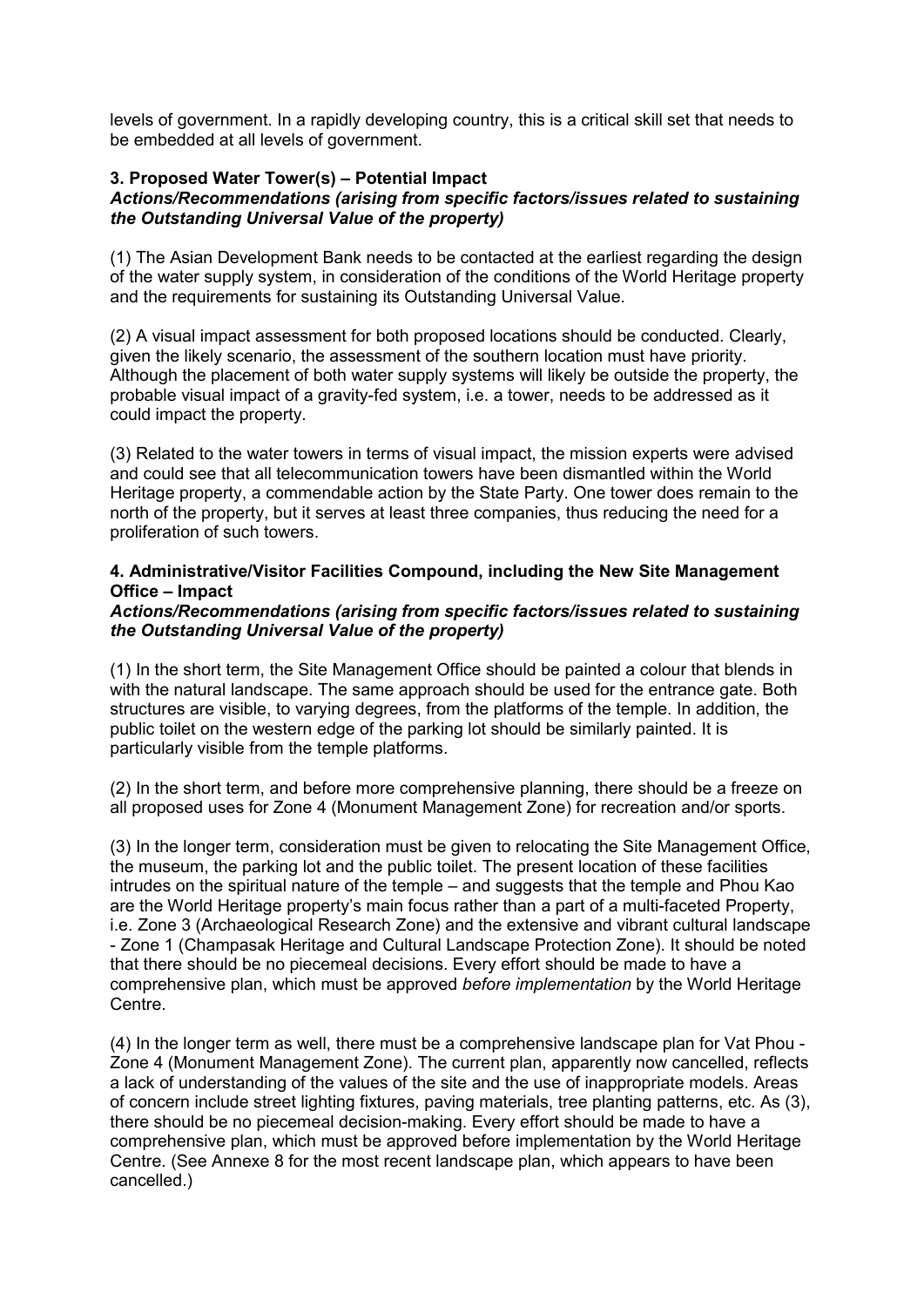levels of government. In a rapidly developing country, this is a critical skill set that needs to be embedded at all levels of government.

### 3. Proposed Water Tower(s) – Potential Impact

***Actions/Recommendations (arising from specific factors/issues related to sustaining the Outstanding Universal Value of the property)***

(1) The Asian Development Bank needs to be contacted at the earliest regarding the design of the water supply system, in consideration of the conditions of the World Heritage property and the requirements for sustaining its Outstanding Universal Value.

(2) A visual impact assessment for both proposed locations should be conducted. Clearly, given the likely scenario, the assessment of the southern location must have priority. Although the placement of both water supply systems will likely be outside the property, the probable visual impact of a gravity-fed system, i.e. a tower, needs to be addressed as it could impact the property.

(3) Related to the water towers in terms of visual impact, the mission experts were advised and could see that all telecommunication towers have been dismantled within the World Heritage property, a commendable action by the State Party. One tower does remain to the north of the property, but it serves at least three companies, thus reducing the need for a proliferation of such towers.

### 4. Administrative/Visitor Facilities Compound, including the New Site Management Office – Impact

***Actions/Recommendations (arising from specific factors/issues related to sustaining the Outstanding Universal Value of the property)***

(1) In the short term, the Site Management Office should be painted a colour that blends in with the natural landscape. The same approach should be used for the entrance gate. Both structures are visible, to varying degrees, from the platforms of the temple. In addition, the public toilet on the western edge of the parking lot should be similarly painted. It is particularly visible from the temple platforms.

(2) In the short term, and before more comprehensive planning, there should be a freeze on all proposed uses for Zone 4 (Monument Management Zone) for recreation and/or sports.

(3) In the longer term, consideration must be given to relocating the Site Management Office, the museum, the parking lot and the public toilet. The present location of these facilities intrudes on the spiritual nature of the temple – and suggests that the temple and Phou Kao are the World Heritage property's main focus rather than a part of a multi-faceted Property, i.e. Zone 3 (Archaeological Research Zone) and the extensive and vibrant cultural landscape - Zone 1 (Champasak Heritage and Cultural Landscape Protection Zone). It should be noted that there should be no piecemeal decisions. Every effort should be made to have a comprehensive plan, which must be approved *before implementation* by the World Heritage Centre.

(4) In the longer term as well, there must be a comprehensive landscape plan for Vat Phou - Zone 4 (Monument Management Zone). The current plan, apparently now cancelled, reflects a lack of understanding of the values of the site and the use of inappropriate models. Areas of concern include street lighting fixtures, paving materials, tree planting patterns, etc. As (3), there should be no piecemeal decision-making. Every effort should be made to have a comprehensive plan, which must be approved before implementation by the World Heritage Centre. (See Annexe 8 for the most recent landscape plan, which appears to have been cancelled.)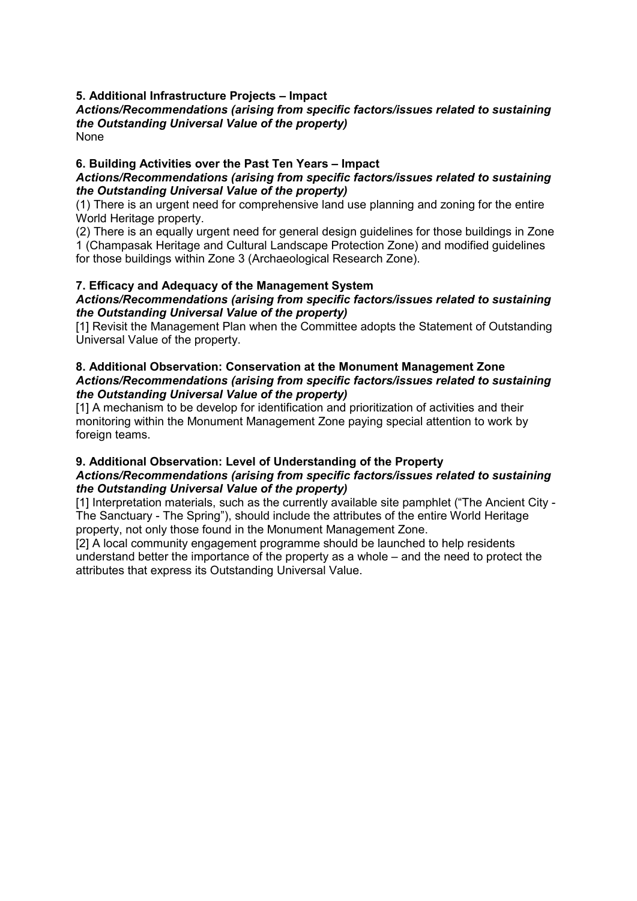**5. Additional Infrastructure Projects – Impact**

***Actions/Recommendations (arising from specific factors/issues related to sustaining the Outstanding Universal Value of the property)***

None

**6. Building Activities over the Past Ten Years – Impact**

***Actions/Recommendations (arising from specific factors/issues related to sustaining the Outstanding Universal Value of the property)***

(1) There is an urgent need for comprehensive land use planning and zoning for the entire World Heritage property.

(2) There is an equally urgent need for general design guidelines for those buildings in Zone 1 (Champasak Heritage and Cultural Landscape Protection Zone) and modified guidelines for those buildings within Zone 3 (Archaeological Research Zone).

**7. Efficacy and Adequacy of the Management System**

***Actions/Recommendations (arising from specific factors/issues related to sustaining the Outstanding Universal Value of the property)***

[1] Revisit the Management Plan when the Committee adopts the Statement of Outstanding Universal Value of the property.

**8. Additional Observation: Conservation at the Monument Management Zone**

***Actions/Recommendations (arising from specific factors/issues related to sustaining the Outstanding Universal Value of the property)***

[1] A mechanism to be develop for identification and prioritization of activities and their monitoring within the Monument Management Zone paying special attention to work by foreign teams.

**9. Additional Observation: Level of Understanding of the Property**

***Actions/Recommendations (arising from specific factors/issues related to sustaining the Outstanding Universal Value of the property)***

[1] Interpretation materials, such as the currently available site pamphlet ("The Ancient City - The Sanctuary - The Spring"), should include the attributes of the entire World Heritage property, not only those found in the Monument Management Zone.

[2] A local community engagement programme should be launched to help residents understand better the importance of the property as a whole – and the need to protect the attributes that express its Outstanding Universal Value.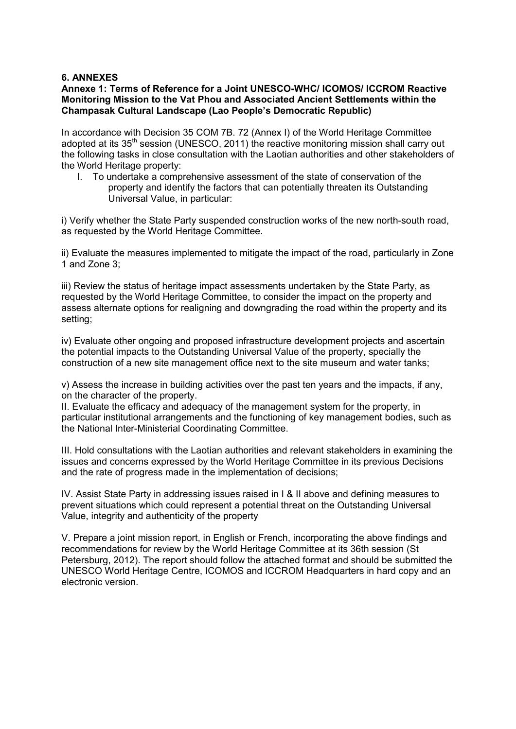## 6. ANNEXES

### Annexe 1: Terms of Reference for a Joint UNESCO-WHC/ ICOMOS/ ICCROM Reactive Monitoring Mission to the Vat Phou and Associated Ancient Settlements within the Champasak Cultural Landscape (Lao People's Democratic Republic)

In accordance with Decision 35 COM 7B. 72 (Annex I) of the World Heritage Committee adopted at its 35th session (UNESCO, 2011) the reactive monitoring mission shall carry out the following tasks in close consultation with the Laotian authorities and other stakeholders of the World Heritage property:

I. To undertake a comprehensive assessment of the state of conservation of the property and identify the factors that can potentially threaten its Outstanding Universal Value, in particular:

i) Verify whether the State Party suspended construction works of the new north-south road, as requested by the World Heritage Committee.

ii) Evaluate the measures implemented to mitigate the impact of the road, particularly in Zone 1 and Zone 3;

iii) Review the status of heritage impact assessments undertaken by the State Party, as requested by the World Heritage Committee, to consider the impact on the property and assess alternate options for realigning and downgrading the road within the property and its setting;

iv) Evaluate other ongoing and proposed infrastructure development projects and ascertain the potential impacts to the Outstanding Universal Value of the property, specially the construction of a new site management office next to the site museum and water tanks;

v) Assess the increase in building activities over the past ten years and the impacts, if any, on the character of the property.

II. Evaluate the efficacy and adequacy of the management system for the property, in particular institutional arrangements and the functioning of key management bodies, such as the National Inter-Ministerial Coordinating Committee.

III. Hold consultations with the Laotian authorities and relevant stakeholders in examining the issues and concerns expressed by the World Heritage Committee in its previous Decisions and the rate of progress made in the implementation of decisions;

IV. Assist State Party in addressing issues raised in I & II above and defining measures to prevent situations which could represent a potential threat on the Outstanding Universal Value, integrity and authenticity of the property

V. Prepare a joint mission report, in English or French, incorporating the above findings and recommendations for review by the World Heritage Committee at its 36th session (St Petersburg, 2012). The report should follow the attached format and should be submitted the UNESCO World Heritage Centre, ICOMOS and ICCROM Headquarters in hard copy and an electronic version.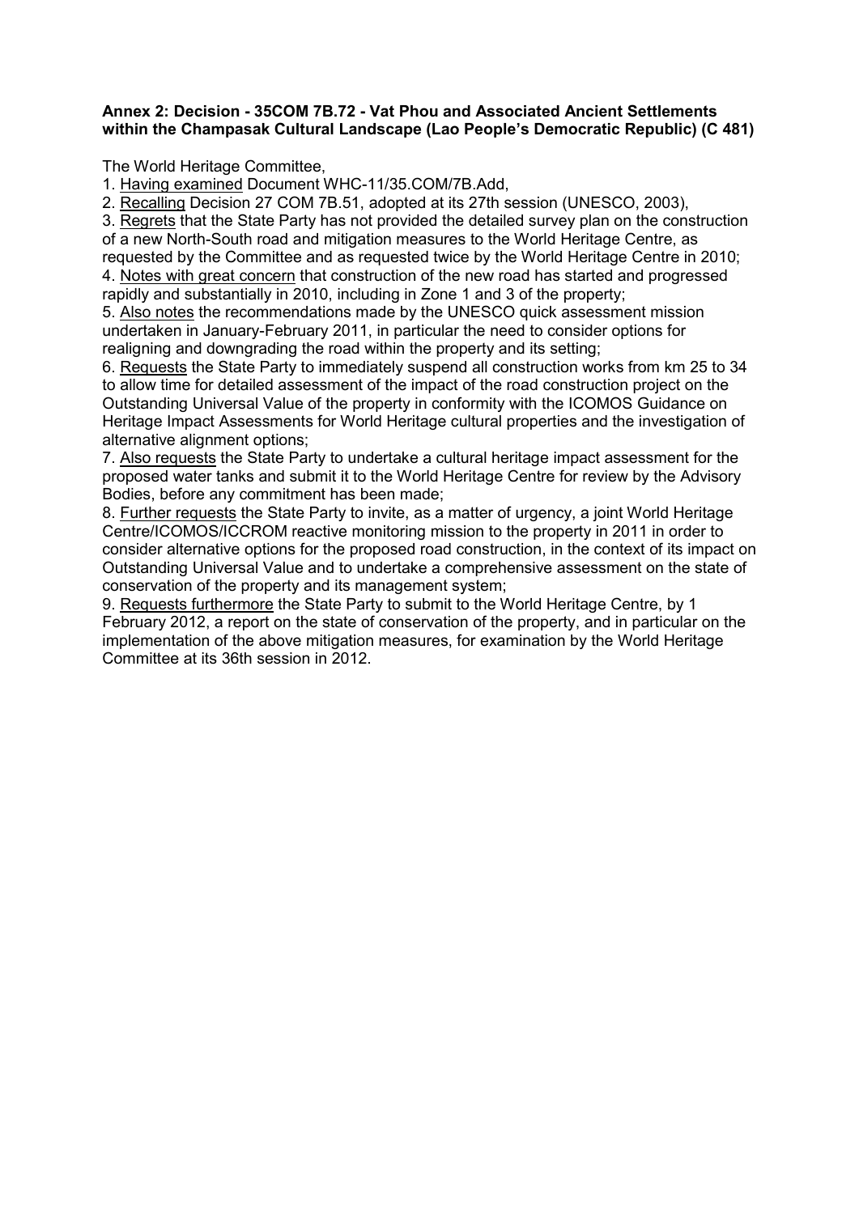**Annex 2: Decision - 35COM 7B.72 - Vat Phou and Associated Ancient Settlements within the Champasak Cultural Landscape (Lao People's Democratic Republic) (C 481)**

The World Heritage Committee,

1. Having examined Document WHC-11/35.COM/7B.Add,
2. Recalling Decision 27 COM 7B.51, adopted at its 27th session (UNESCO, 2003),
3. Regrets that the State Party has not provided the detailed survey plan on the construction of a new North-South road and mitigation measures to the World Heritage Centre, as requested by the Committee and as requested twice by the World Heritage Centre in 2010;
4. Notes with great concern that construction of the new road has started and progressed rapidly and substantially in 2010, including in Zone 1 and 3 of the property;
5. Also notes the recommendations made by the UNESCO quick assessment mission undertaken in January-February 2011, in particular the need to consider options for realigning and downgrading the road within the property and its setting;
6. Requests the State Party to immediately suspend all construction works from km 25 to 34 to allow time for detailed assessment of the impact of the road construction project on the Outstanding Universal Value of the property in conformity with the ICOMOS Guidance on Heritage Impact Assessments for World Heritage cultural properties and the investigation of alternative alignment options;
7. Also requests the State Party to undertake a cultural heritage impact assessment for the proposed water tanks and submit it to the World Heritage Centre for review by the Advisory Bodies, before any commitment has been made;
8. Further requests the State Party to invite, as a matter of urgency, a joint World Heritage Centre/ICOMOS/ICCROM reactive monitoring mission to the property in 2011 in order to consider alternative options for the proposed road construction, in the context of its impact on Outstanding Universal Value and to undertake a comprehensive assessment on the state of conservation of the property and its management system;
9. Requests furthermore the State Party to submit to the World Heritage Centre, by 1 February 2012, a report on the state of conservation of the property, and in particular on the implementation of the above mitigation measures, for examination by the World Heritage Committee at its 36th session in 2012.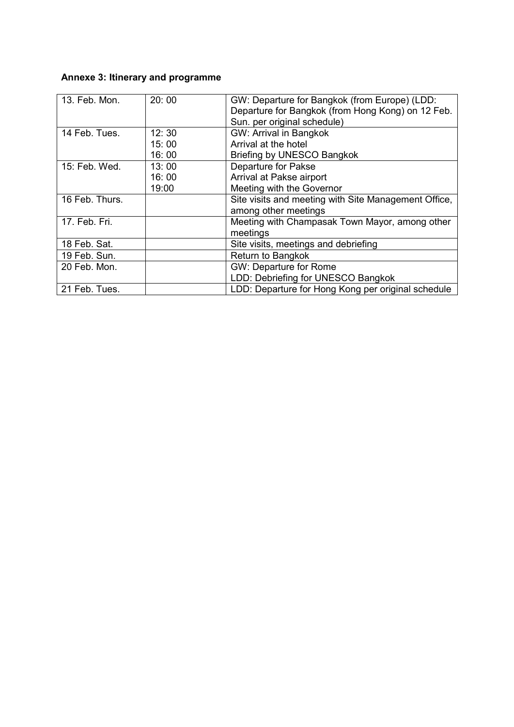**Annexe 3: Itinerary and programme**

| | | |
|---|---|---|
| 13. Feb. Mon. | 20: 00 | GW: Departure for Bangkok (from Europe) (LDD: Departure for Bangkok (from Hong Kong) on 12 Feb. Sun. per original schedule) |
| 14 Feb. Tues. | 12: 30<br>15: 00<br>16: 00 | GW: Arrival in Bangkok<br>Arrival at the hotel<br>Briefing by UNESCO Bangkok |
| 15: Feb. Wed. | 13: 00<br>16: 00<br>19:00 | Departure for Pakse<br>Arrival at Pakse airport<br>Meeting with the Governor |
| 16 Feb. Thurs. | | Site visits and meeting with Site Management Office, among other meetings |
| 17. Feb. Fri. | | Meeting with Champasak Town Mayor, among other meetings |
| 18 Feb. Sat. | | Site visits, meetings and debriefing |
| 19 Feb. Sun. | | Return to Bangkok |
| 20 Feb. Mon. | | GW: Departure for Rome<br>LDD: Debriefing for UNESCO Bangkok |
| 21 Feb. Tues. | | LDD: Departure for Hong Kong per original schedule |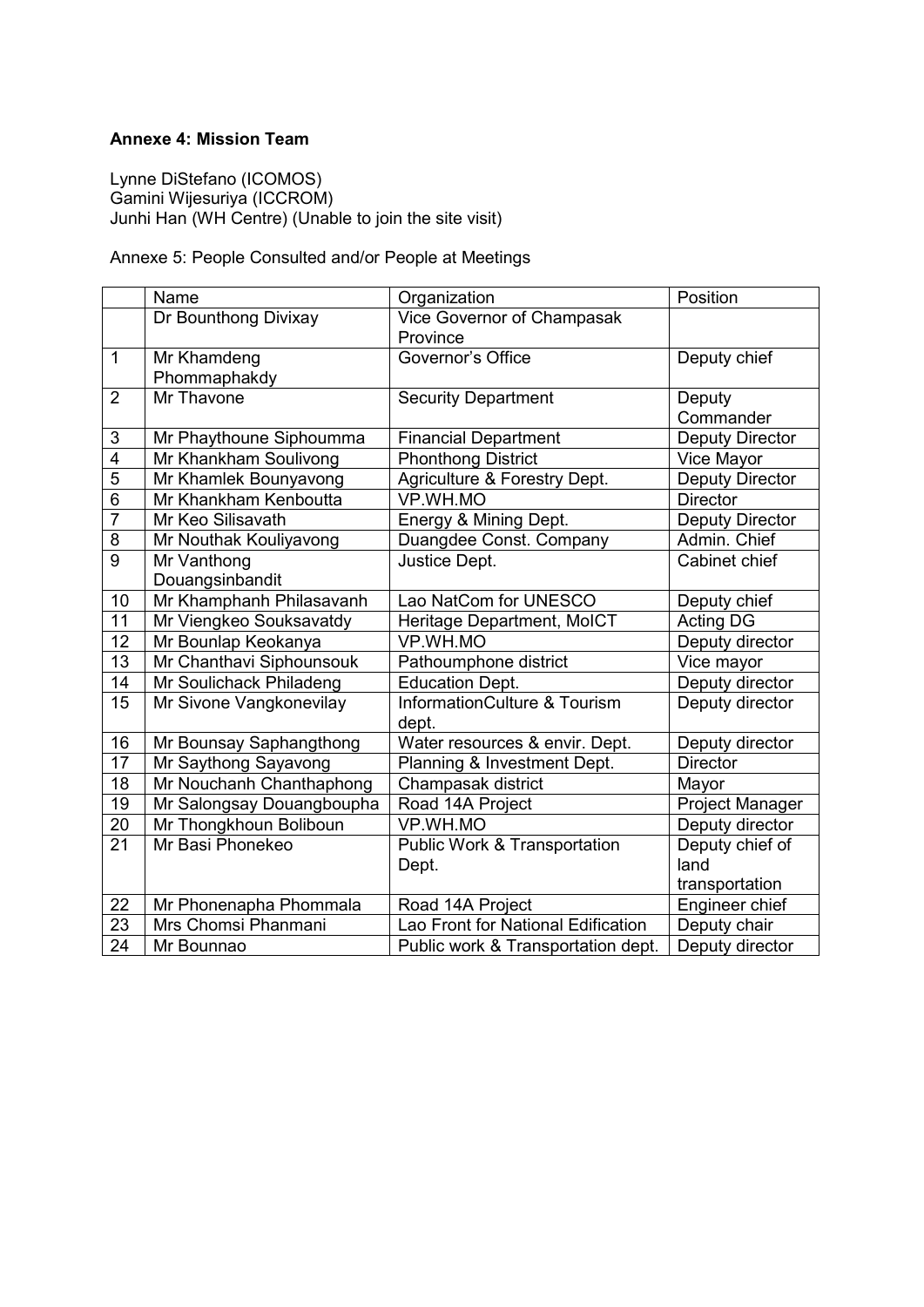**Annexe 4: Mission Team**

Lynne DiStefano (ICOMOS)
Gamini Wijesuriya (ICCROM)
Junhi Han (WH Centre) (Unable to join the site visit)

Annexe 5: People Consulted and/or People at Meetings

| | Name | Organization | Position |
|---|---|---|---|
| | Dr Bounthong Divixay | Vice Governor of Champasak Province | |
| 1 | Mr Khamdeng Phommaphakdy | Governor's Office | Deputy chief |
| 2 | Mr Thavone | Security Department | Deputy Commander |
| 3 | Mr Phaythoune Siphoumma | Financial Department | Deputy Director |
| 4 | Mr Khankham Soulivong | Phonthong District | Vice Mayor |
| 5 | Mr Khamlek Bounyavong | Agriculture & Forestry Dept. | Deputy Director |
| 6 | Mr Khankham Kenboutta | VP.WH.MO | Director |
| 7 | Mr Keo Silisavath | Energy & Mining Dept. | Deputy Director |
| 8 | Mr Nouthak Kouliyavong | Duangdee Const. Company | Admin. Chief |
| 9 | Mr Vanthong Douangsinbandit | Justice Dept. | Cabinet chief |
| 10 | Mr Khamphanh Philasavanh | Lao NatCom for UNESCO | Deputy chief |
| 11 | Mr Viengkeo Souksavatdy | Heritage Department, MoICT | Acting DG |
| 12 | Mr Bounlap Keokanya | VP.WH.MO | Deputy director |
| 13 | Mr Chanthavi Siphounsouk | Pathoumphone district | Vice mayor |
| 14 | Mr Soulichack Philadeng | Education Dept. | Deputy director |
| 15 | Mr Sivone Vangkonevilay | InformationCulture & Tourism dept. | Deputy director |
| 16 | Mr Bounsay Saphangthong | Water resources & envir. Dept. | Deputy director |
| 17 | Mr Saythong Sayavong | Planning & Investment Dept. | Director |
| 18 | Mr Nouchanh Chanthaphong | Champasak district | Mayor |
| 19 | Mr Salongsay Douangboupha | Road 14A Project | Project Manager |
| 20 | Mr Thongkhoun Boliboun | VP.WH.MO | Deputy director |
| 21 | Mr Basi Phonekeo | Public Work & Transportation Dept. | Deputy chief of land transportation |
| 22 | Mr Phonenapha Phommala | Road 14A Project | Engineer chief |
| 23 | Mrs Chomsi Phanmani | Lao Front for National Edification | Deputy chair |
| 24 | Mr Bounnao | Public work & Transportation dept. | Deputy director |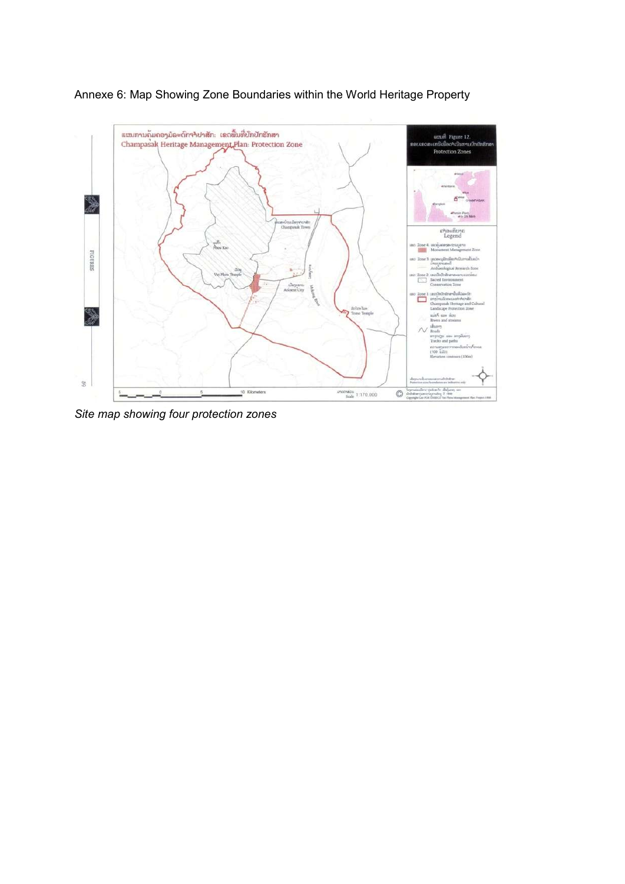Annexe 6: Map Showing Zone Boundaries within the World Heritage Property

*Site map showing four protection zones*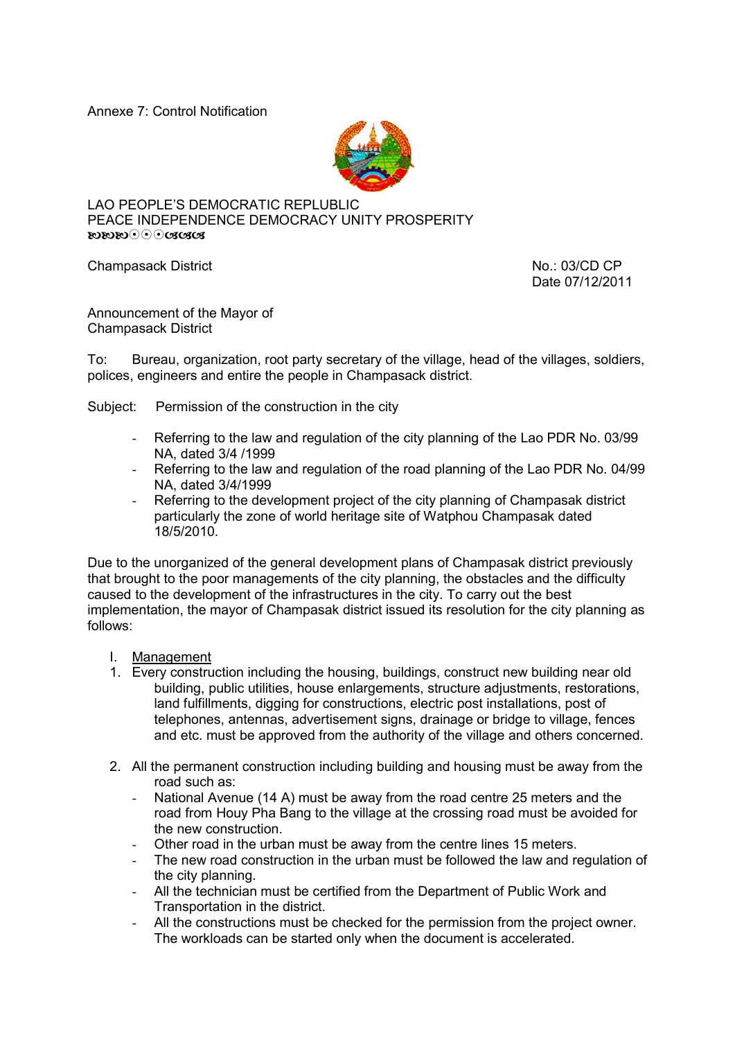Annexe 7: Control Notification

LAO PEOPLE'S DEMOCRATIC REPUBLIC
PEACE INDEPENDENCE DEMOCRACY UNITY PROSPERITY

Champasack District

No.: 03/CD CP
Date 07/12/2011

Announcement of the Mayor of Champasack District

To: Bureau, organization, root party secretary of the village, head of the villages, soldiers, polices, engineers and entire the people in Champasack district.

Subject: Permission of the construction in the city

- Referring to the law and regulation of the city planning of the Lao PDR No. 03/99 NA, dated 3/4 /1999
- Referring to the law and regulation of the road planning of the Lao PDR No. 04/99 NA, dated 3/4/1999
- Referring to the development project of the city planning of Champasak district particularly the zone of world heritage site of Watphou Champasak dated 18/5/2010.

Due to the unorganized of the general development plans of Champasak district previously that brought to the poor managements of the city planning, the obstacles and the difficulty caused to the development of the infrastructures in the city. To carry out the best implementation, the mayor of Champasak district issued its resolution for the city planning as follows:

I. Management

1. Every construction including the housing, buildings, construct new building near old building, public utilities, house enlargements, structure adjustments, restorations, land fulfillments, digging for constructions, electric post installations, post of telephones, antennas, advertisement signs, drainage or bridge to village, fences and etc. must be approved from the authority of the village and others concerned.

2. All the permanent construction including building and housing must be away from the road such as:
   - National Avenue (14 A) must be away from the road centre 25 meters and the road from Houy Pha Bang to the village at the crossing road must be avoided for the new construction.
   - Other road in the urban must be away from the centre lines 15 meters.
   - The new road construction in the urban must be followed the law and regulation of the city planning.
   - All the technician must be certified from the Department of Public Work and Transportation in the district.
   - All the constructions must be checked for the permission from the project owner. The workloads can be started only when the document is accelerated.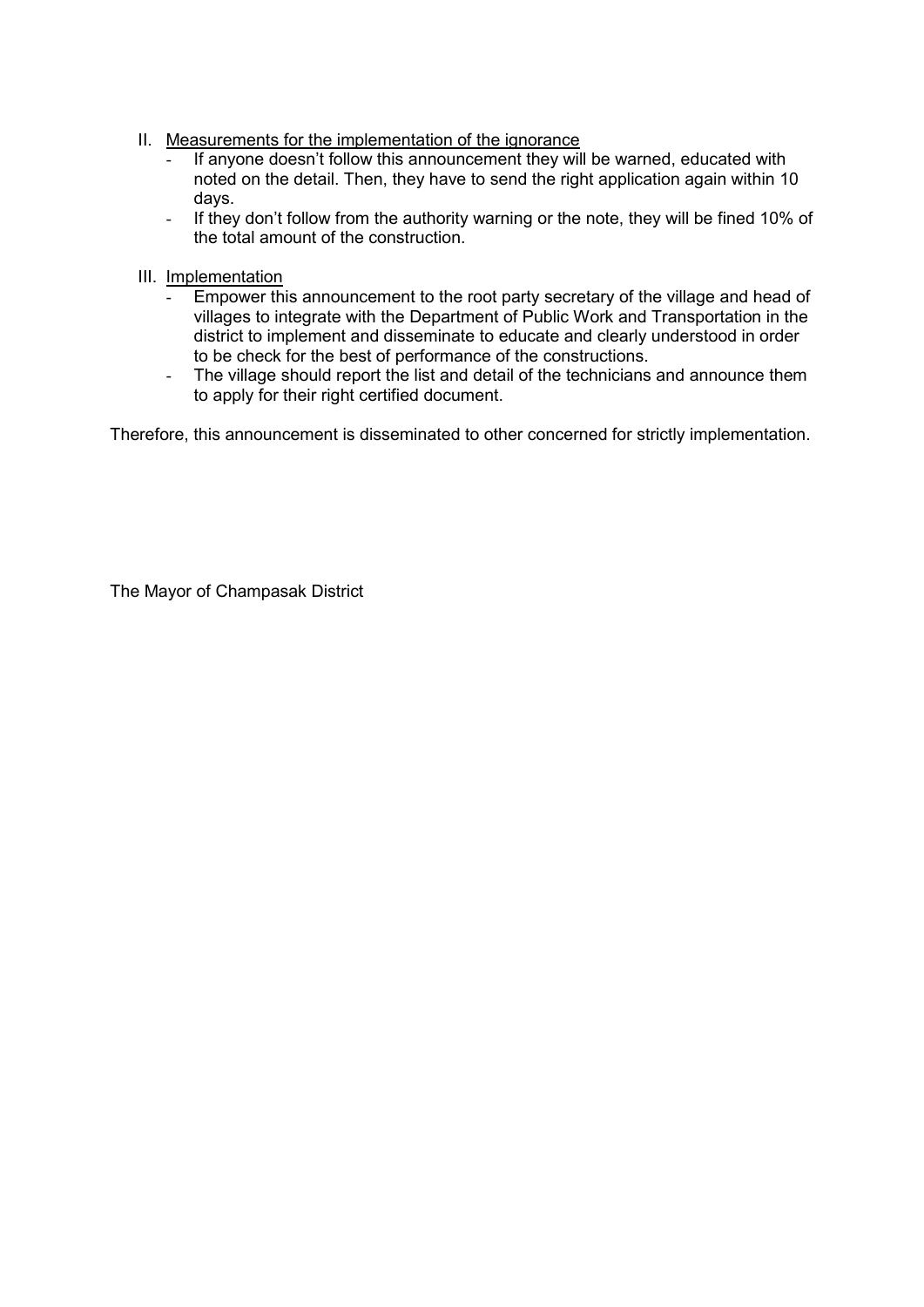II. Measurements for the implementation of the ignorance
   - If anyone doesn't follow this announcement they will be warned, educated with noted on the detail. Then, they have to send the right application again within 10 days.
   - If they don't follow from the authority warning or the note, they will be fined 10% of the total amount of the construction.

III. Implementation
   - Empower this announcement to the root party secretary of the village and head of villages to integrate with the Department of Public Work and Transportation in the district to implement and disseminate to educate and clearly understood in order to be check for the best of performance of the constructions.
   - The village should report the list and detail of the technicians and announce them to apply for their right certified document.

Therefore, this announcement is disseminated to other concerned for strictly implementation.

The Mayor of Champasak District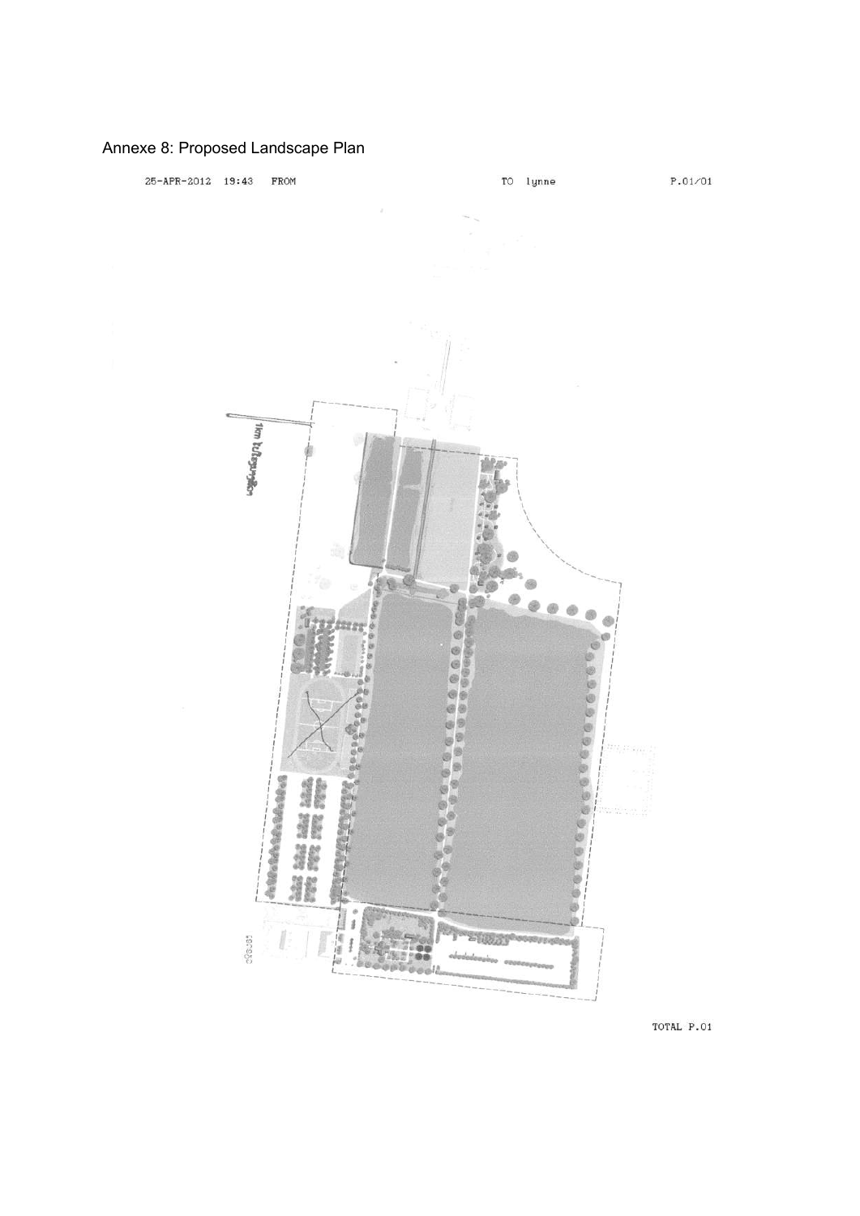Annexe 8: Proposed Landscape Plan

25-APR-2012 19:43 FROM TO lynne P.01/01

1km to Pagoda

TOTAL P.01